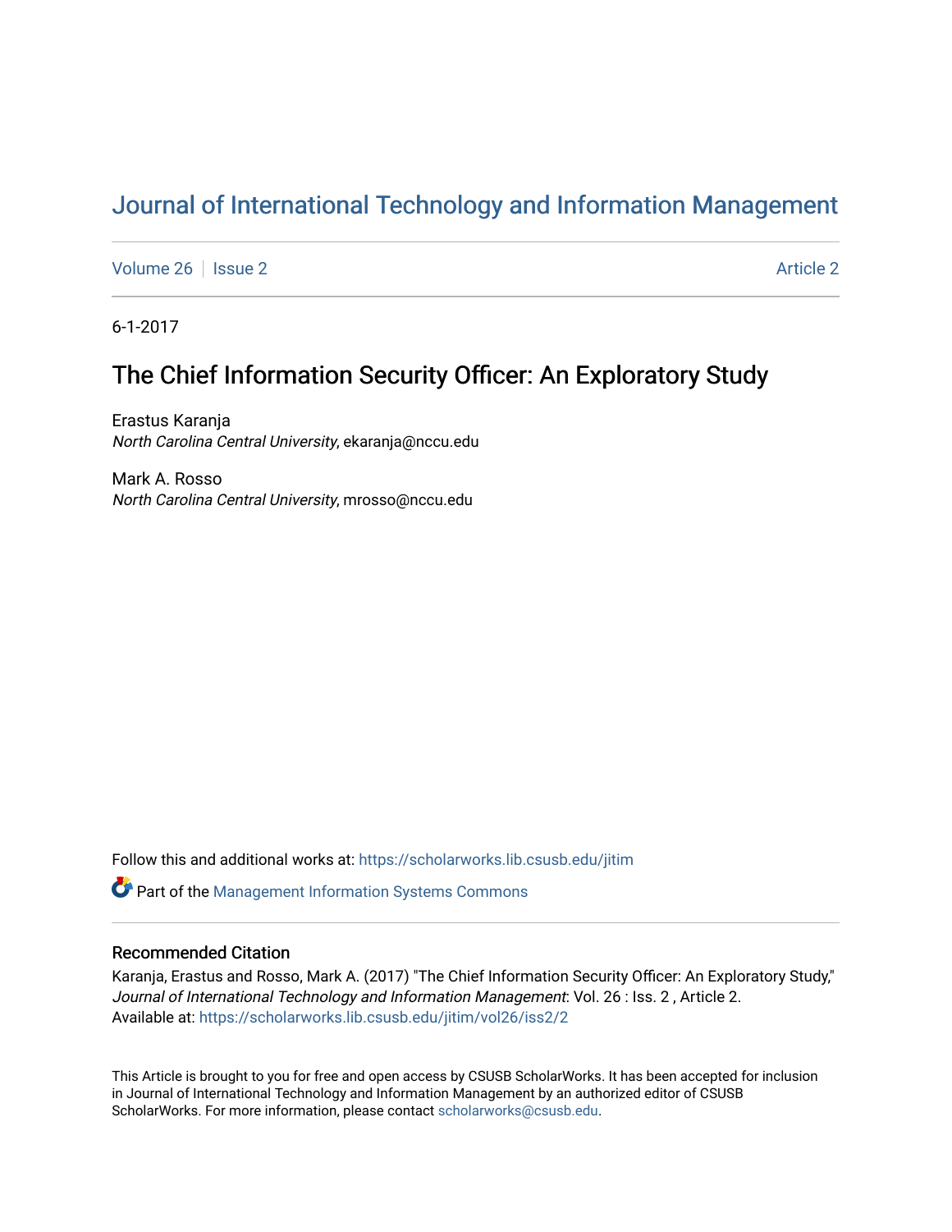# Journal of International Technology and Information Management

Volume 26 | Issue 2 | Article 2

6-1-2017

## The Chief Information Security Officer: An Exploratory Study

Erastus Karanja
*North Carolina Central University*, ekaranja@nccu.edu

Mark A. Rosso
*North Carolina Central University*, mrosso@nccu.edu

Follow this and additional works at: https://scholarworks.lib.csusb.edu/jitim

Part of the Management Information Systems Commons

### Recommended Citation

Karanja, Erastus and Rosso, Mark A. (2017) "The Chief Information Security Officer: An Exploratory Study," *Journal of International Technology and Information Management*: Vol. 26 : Iss. 2 , Article 2.
Available at: https://scholarworks.lib.csusb.edu/jitim/vol26/iss2/2

This Article is brought to you for free and open access by CSUSB ScholarWorks. It has been accepted for inclusion in Journal of International Technology and Information Management by an authorized editor of CSUSB ScholarWorks. For more information, please contact scholarworks@csusb.edu.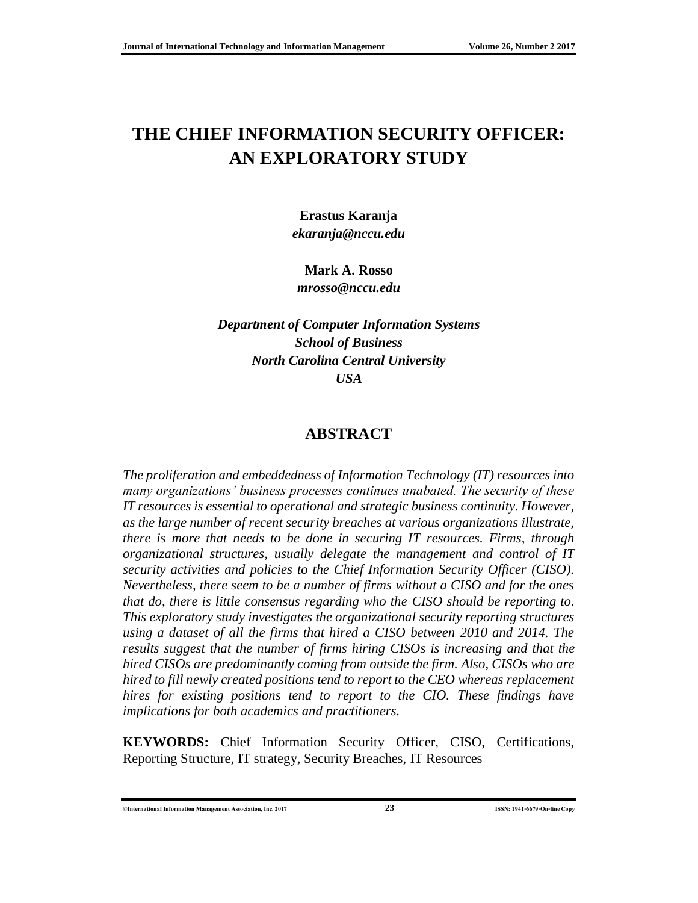# THE CHIEF INFORMATION SECURITY OFFICER: AN EXPLORATORY STUDY

**Erastus Karanja**
***ekaranja@nccu.edu***

**Mark A. Rosso**
***mrosso@nccu.edu***

***Department of Computer Information Systems***
***School of Business***
***North Carolina Central University***
***USA***

## ABSTRACT

*The proliferation and embeddedness of Information Technology (IT) resources into many organizations' business processes continues unabated. The security of these IT resources is essential to operational and strategic business continuity. However, as the large number of recent security breaches at various organizations illustrate, there is more that needs to be done in securing IT resources. Firms, through organizational structures, usually delegate the management and control of IT security activities and policies to the Chief Information Security Officer (CISO). Nevertheless, there seem to be a number of firms without a CISO and for the ones that do, there is little consensus regarding who the CISO should be reporting to. This exploratory study investigates the organizational security reporting structures using a dataset of all the firms that hired a CISO between 2010 and 2014. The results suggest that the number of firms hiring CISOs is increasing and that the hired CISOs are predominantly coming from outside the firm. Also, CISOs who are hired to fill newly created positions tend to report to the CEO whereas replacement hires for existing positions tend to report to the CIO. These findings have implications for both academics and practitioners.*

**KEYWORDS:** Chief Information Security Officer, CISO, Certifications, Reporting Structure, IT strategy, Security Breaches, IT Resources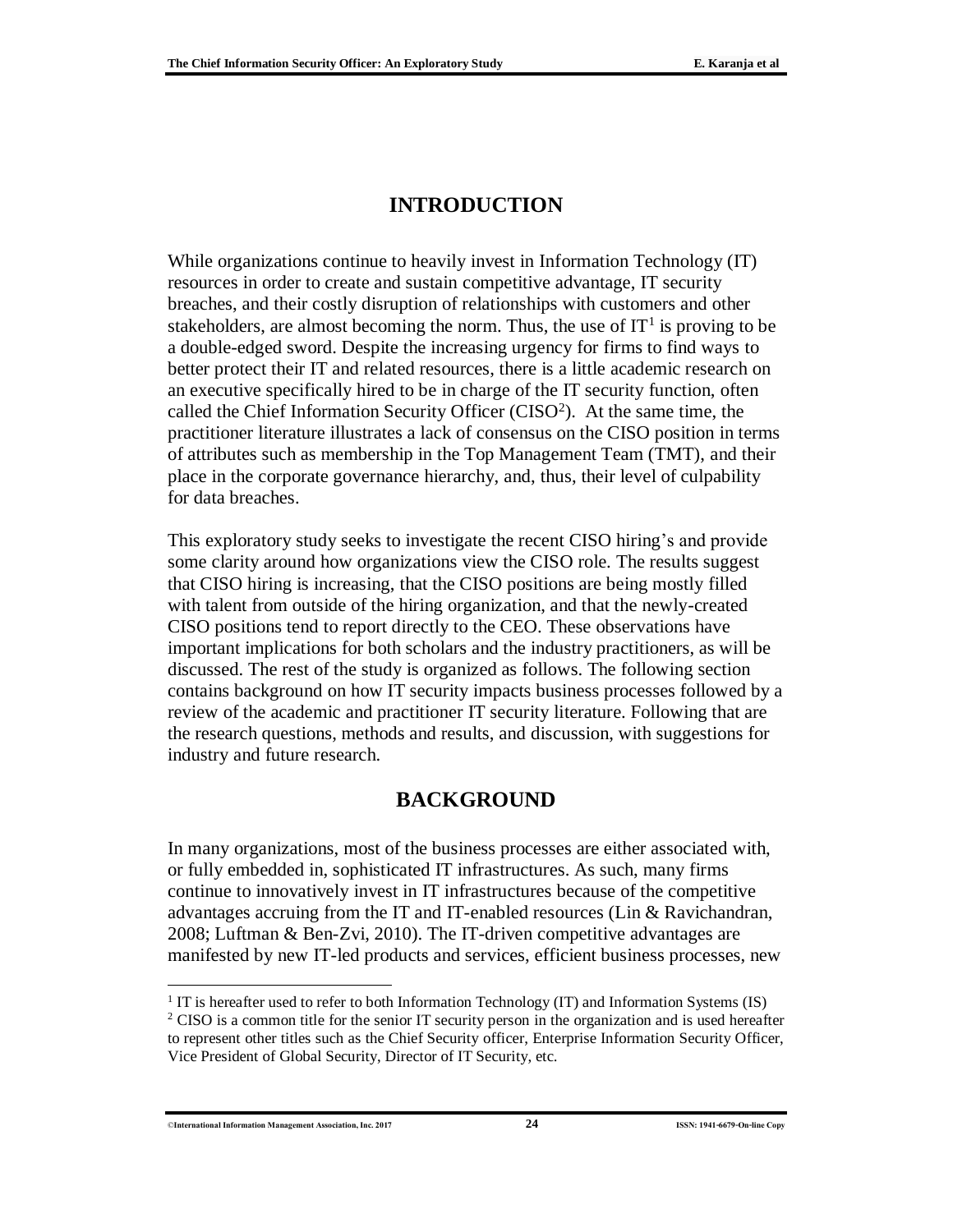# INTRODUCTION

While organizations continue to heavily invest in Information Technology (IT) resources in order to create and sustain competitive advantage, IT security breaches, and their costly disruption of relationships with customers and other stakeholders, are almost becoming the norm. Thus, the use of IT[1] is proving to be a double-edged sword. Despite the increasing urgency for firms to find ways to better protect their IT and related resources, there is a little academic research on an executive specifically hired to be in charge of the IT security function, often called the Chief Information Security Officer (CISO[2]). At the same time, the practitioner literature illustrates a lack of consensus on the CISO position in terms of attributes such as membership in the Top Management Team (TMT), and their place in the corporate governance hierarchy, and, thus, their level of culpability for data breaches.

This exploratory study seeks to investigate the recent CISO hiring's and provide some clarity around how organizations view the CISO role. The results suggest that CISO hiring is increasing, that the CISO positions are being mostly filled with talent from outside of the hiring organization, and that the newly-created CISO positions tend to report directly to the CEO. These observations have important implications for both scholars and the industry practitioners, as will be discussed. The rest of the study is organized as follows. The following section contains background on how IT security impacts business processes followed by a review of the academic and practitioner IT security literature. Following that are the research questions, methods and results, and discussion, with suggestions for industry and future research.

# BACKGROUND

In many organizations, most of the business processes are either associated with, or fully embedded in, sophisticated IT infrastructures. As such, many firms continue to innovatively invest in IT infrastructures because of the competitive advantages accruing from the IT and IT-enabled resources (Lin & Ravichandran, 2008; Luftman & Ben-Zvi, 2010). The IT-driven competitive advantages are manifested by new IT-led products and services, efficient business processes, new

[1] IT is hereafter used to refer to both Information Technology (IT) and Information Systems (IS)

[2] CISO is a common title for the senior IT security person in the organization and is used hereafter to represent other titles such as the Chief Security officer, Enterprise Information Security Officer, Vice President of Global Security, Director of IT Security, etc.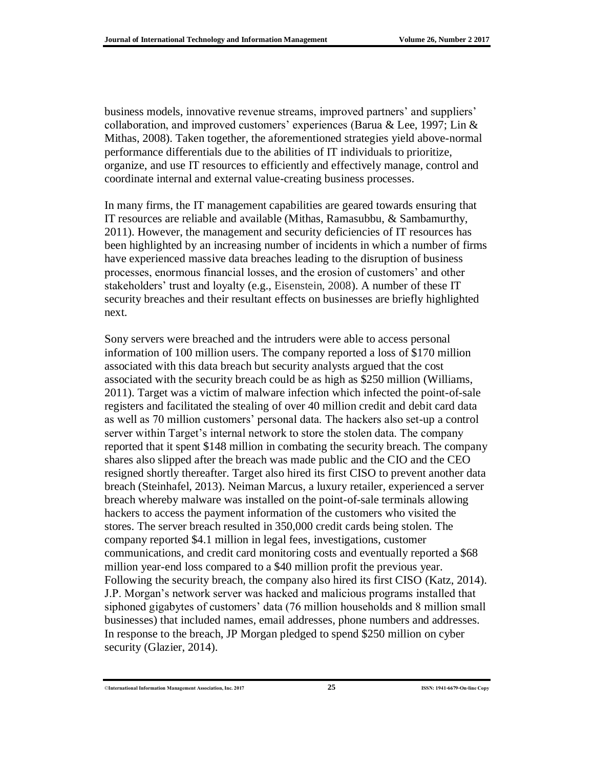business models, innovative revenue streams, improved partners' and suppliers' collaboration, and improved customers' experiences (Barua & Lee, 1997; Lin & Mithas, 2008). Taken together, the aforementioned strategies yield above-normal performance differentials due to the abilities of IT individuals to prioritize, organize, and use IT resources to efficiently and effectively manage, control and coordinate internal and external value-creating business processes.

In many firms, the IT management capabilities are geared towards ensuring that IT resources are reliable and available (Mithas, Ramasubbu, & Sambamurthy, 2011). However, the management and security deficiencies of IT resources has been highlighted by an increasing number of incidents in which a number of firms have experienced massive data breaches leading to the disruption of business processes, enormous financial losses, and the erosion of customers' and other stakeholders' trust and loyalty (e.g., Eisenstein, 2008). A number of these IT security breaches and their resultant effects on businesses are briefly highlighted next.

Sony servers were breached and the intruders were able to access personal information of 100 million users. The company reported a loss of $170 million associated with this data breach but security analysts argued that the cost associated with the security breach could be as high as $250 million (Williams, 2011). Target was a victim of malware infection which infected the point-of-sale registers and facilitated the stealing of over 40 million credit and debit card data as well as 70 million customers' personal data. The hackers also set-up a control server within Target's internal network to store the stolen data. The company reported that it spent $148 million in combating the security breach. The company shares also slipped after the breach was made public and the CIO and the CEO resigned shortly thereafter. Target also hired its first CISO to prevent another data breach (Steinhafel, 2013). Neiman Marcus, a luxury retailer, experienced a server breach whereby malware was installed on the point-of-sale terminals allowing hackers to access the payment information of the customers who visited the stores. The server breach resulted in 350,000 credit cards being stolen. The company reported $4.1 million in legal fees, investigations, customer communications, and credit card monitoring costs and eventually reported a $68 million year-end loss compared to a $40 million profit the previous year. Following the security breach, the company also hired its first CISO (Katz, 2014). J.P. Morgan's network server was hacked and malicious programs installed that siphoned gigabytes of customers' data (76 million households and 8 million small businesses) that included names, email addresses, phone numbers and addresses. In response to the breach, JP Morgan pledged to spend $250 million on cyber security (Glazier, 2014).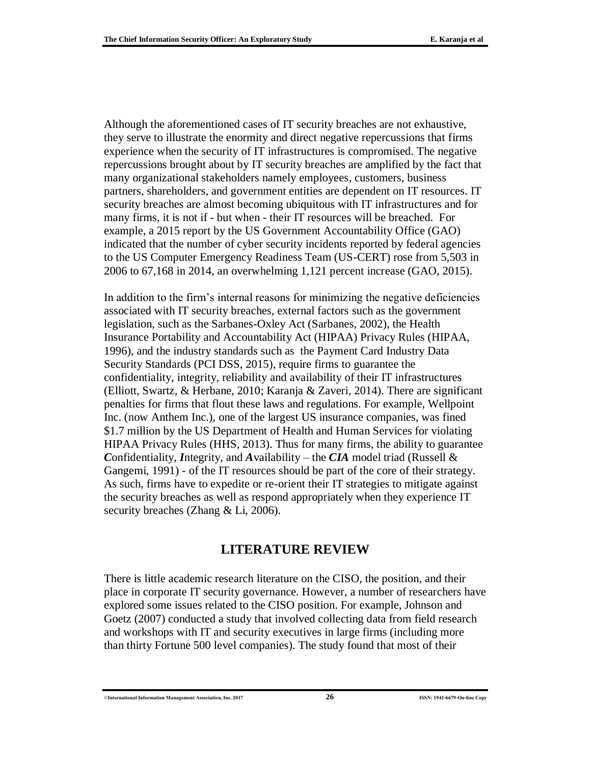Although the aforementioned cases of IT security breaches are not exhaustive, they serve to illustrate the enormity and direct negative repercussions that firms experience when the security of IT infrastructures is compromised. The negative repercussions brought about by IT security breaches are amplified by the fact that many organizational stakeholders namely employees, customers, business partners, shareholders, and government entities are dependent on IT resources. IT security breaches are almost becoming ubiquitous with IT infrastructures and for many firms, it is not if - but when - their IT resources will be breached. For example, a 2015 report by the US Government Accountability Office (GAO) indicated that the number of cyber security incidents reported by federal agencies to the US Computer Emergency Readiness Team (US-CERT) rose from 5,503 in 2006 to 67,168 in 2014, an overwhelming 1,121 percent increase (GAO, 2015).

In addition to the firm's internal reasons for minimizing the negative deficiencies associated with IT security breaches, external factors such as the government legislation, such as the Sarbanes-Oxley Act (Sarbanes, 2002), the Health Insurance Portability and Accountability Act (HIPAA) Privacy Rules (HIPAA, 1996), and the industry standards such as the Payment Card Industry Data Security Standards (PCI DSS, 2015), require firms to guarantee the confidentiality, integrity, reliability and availability of their IT infrastructures (Elliott, Swartz, & Herbane, 2010; Karanja & Zaveri, 2014). There are significant penalties for firms that flout these laws and regulations. For example, Wellpoint Inc. (now Anthem Inc.), one of the largest US insurance companies, was fined \$1.7 million by the US Department of Health and Human Services for violating HIPAA Privacy Rules (HHS, 2013). Thus for many firms, the ability to guarantee ***C***onfidentiality, ***I***ntegrity, and ***A***vailability – the ***CIA*** model triad (Russell & Gangemi, 1991) - of the IT resources should be part of the core of their strategy. As such, firms have to expedite or re-orient their IT strategies to mitigate against the security breaches as well as respond appropriately when they experience IT security breaches (Zhang & Li, 2006).

## LITERATURE REVIEW

There is little academic research literature on the CISO, the position, and their place in corporate IT security governance. However, a number of researchers have explored some issues related to the CISO position. For example, Johnson and Goetz (2007) conducted a study that involved collecting data from field research and workshops with IT and security executives in large firms (including more than thirty Fortune 500 level companies). The study found that most of their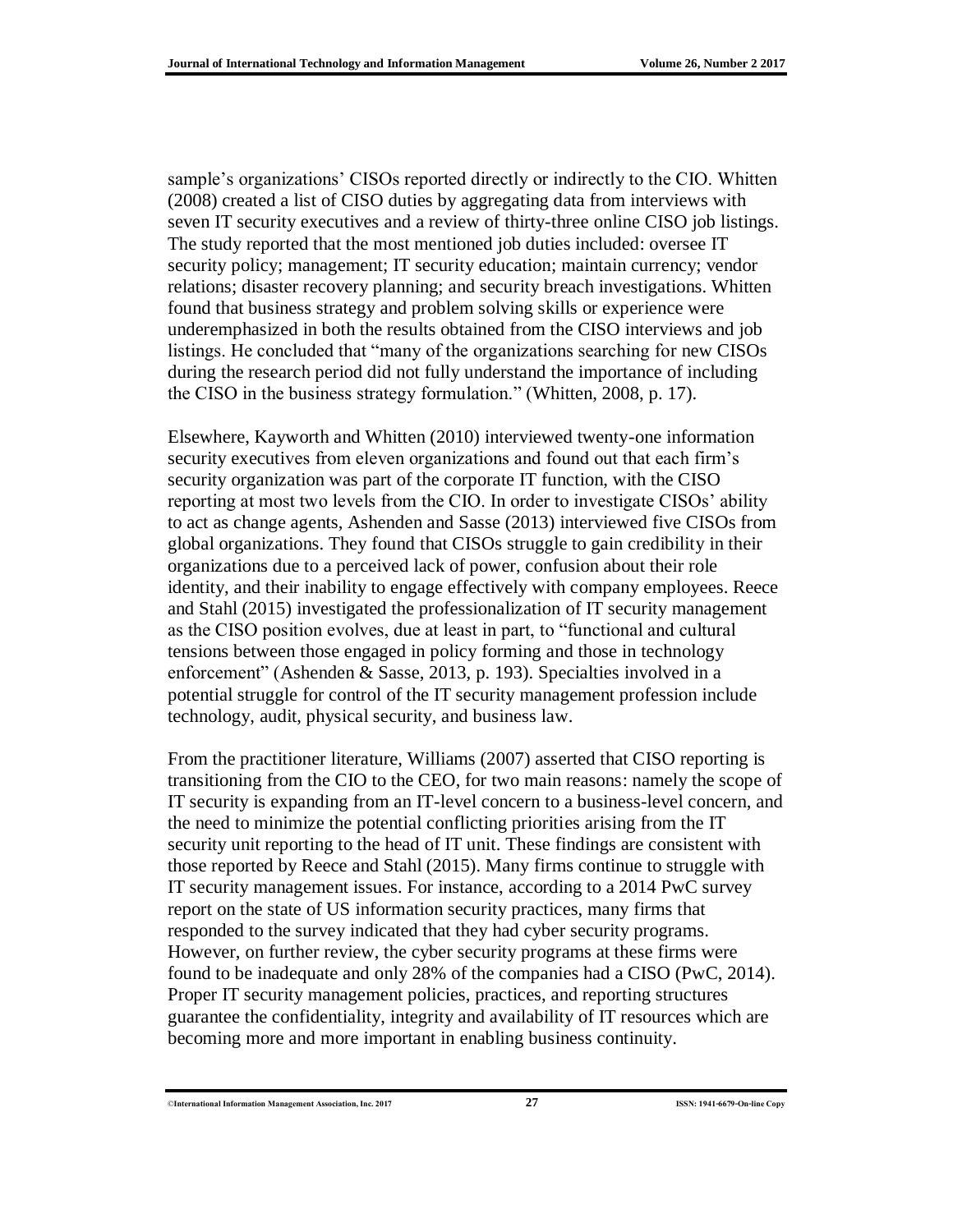sample's organizations' CISOs reported directly or indirectly to the CIO. Whitten (2008) created a list of CISO duties by aggregating data from interviews with seven IT security executives and a review of thirty-three online CISO job listings. The study reported that the most mentioned job duties included: oversee IT security policy; management; IT security education; maintain currency; vendor relations; disaster recovery planning; and security breach investigations. Whitten found that business strategy and problem solving skills or experience were underemphasized in both the results obtained from the CISO interviews and job listings. He concluded that "many of the organizations searching for new CISOs during the research period did not fully understand the importance of including the CISO in the business strategy formulation." (Whitten, 2008, p. 17).

Elsewhere, Kayworth and Whitten (2010) interviewed twenty-one information security executives from eleven organizations and found out that each firm's security organization was part of the corporate IT function, with the CISO reporting at most two levels from the CIO. In order to investigate CISOs' ability to act as change agents, Ashenden and Sasse (2013) interviewed five CISOs from global organizations. They found that CISOs struggle to gain credibility in their organizations due to a perceived lack of power, confusion about their role identity, and their inability to engage effectively with company employees. Reece and Stahl (2015) investigated the professionalization of IT security management as the CISO position evolves, due at least in part, to "functional and cultural tensions between those engaged in policy forming and those in technology enforcement" (Ashenden & Sasse, 2013, p. 193). Specialties involved in a potential struggle for control of the IT security management profession include technology, audit, physical security, and business law.

From the practitioner literature, Williams (2007) asserted that CISO reporting is transitioning from the CIO to the CEO, for two main reasons: namely the scope of IT security is expanding from an IT-level concern to a business-level concern, and the need to minimize the potential conflicting priorities arising from the IT security unit reporting to the head of IT unit. These findings are consistent with those reported by Reece and Stahl (2015). Many firms continue to struggle with IT security management issues. For instance, according to a 2014 PwC survey report on the state of US information security practices, many firms that responded to the survey indicated that they had cyber security programs. However, on further review, the cyber security programs at these firms were found to be inadequate and only 28% of the companies had a CISO (PwC, 2014). Proper IT security management policies, practices, and reporting structures guarantee the confidentiality, integrity and availability of IT resources which are becoming more and more important in enabling business continuity.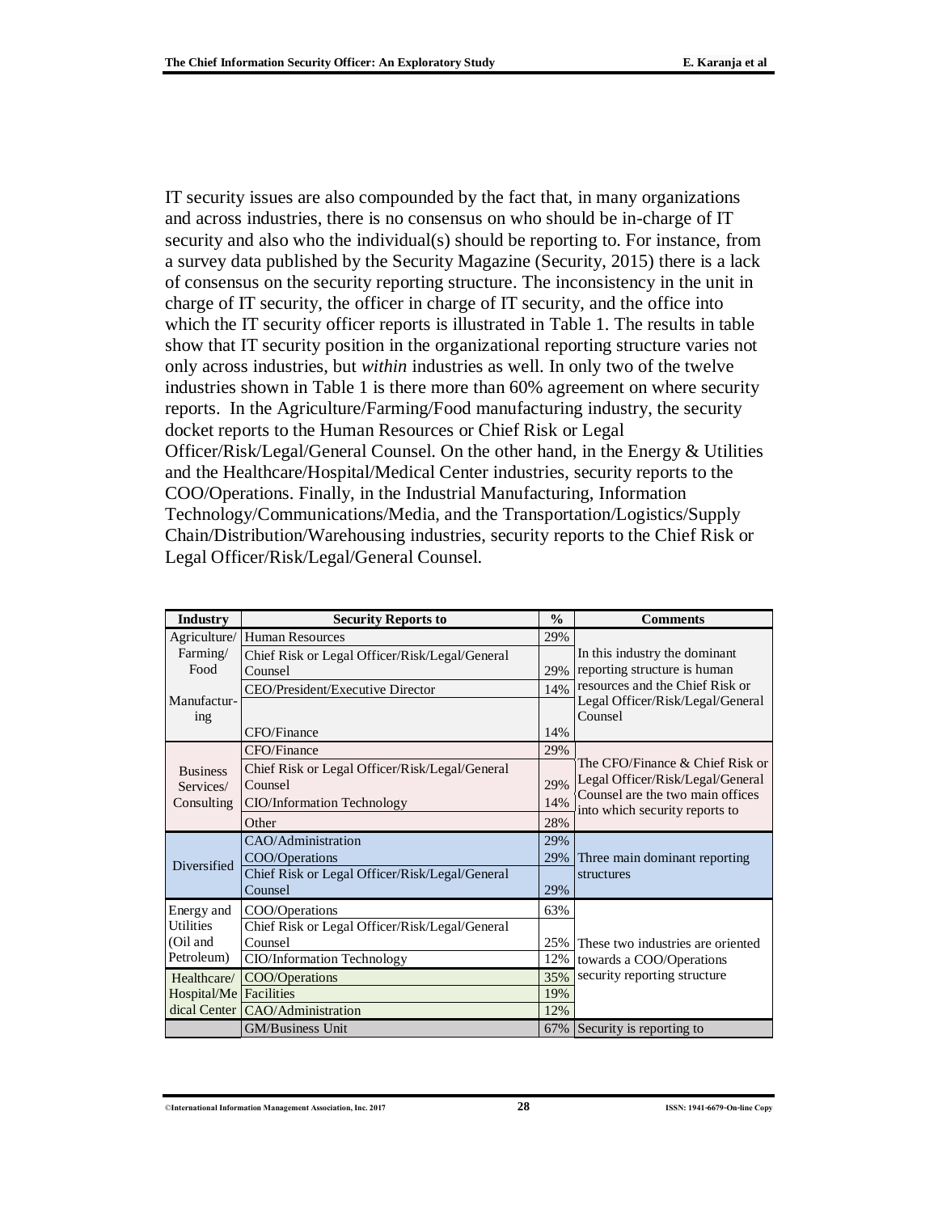IT security issues are also compounded by the fact that, in many organizations and across industries, there is no consensus on who should be in-charge of IT security and also who the individual(s) should be reporting to. For instance, from a survey data published by the Security Magazine (Security, 2015) there is a lack of consensus on the security reporting structure. The inconsistency in the unit in charge of IT security, the officer in charge of IT security, and the office into which the IT security officer reports is illustrated in Table 1. The results in table show that IT security position in the organizational reporting structure varies not only across industries, but *within* industries as well. In only two of the twelve industries shown in Table 1 is there more than 60% agreement on where security reports. In the Agriculture/Farming/Food manufacturing industry, the security docket reports to the Human Resources or Chief Risk or Legal Officer/Risk/Legal/General Counsel. On the other hand, in the Energy & Utilities and the Healthcare/Hospital/Medical Center industries, security reports to the COO/Operations. Finally, in the Industrial Manufacturing, Information Technology/Communications/Media, and the Transportation/Logistics/Supply Chain/Distribution/Warehousing industries, security reports to the Chief Risk or Legal Officer/Risk/Legal/General Counsel.

| Industry | Security Reports to | % | Comments |
|---|---|---|---|
| Agriculture/ Farming/ Food Manufacturing | Human Resources | 29% | In this industry the dominant reporting structure is human resources and the Chief Risk or Legal Officer/Risk/Legal/General Counsel |
| | Chief Risk or Legal Officer/Risk/Legal/General Counsel | 29% | |
| | CEO/President/Executive Director | 14% | |
| | CFO/Finance | 14% | |
| Business Services/ Consulting | CFO/Finance | 29% | The CFO/Finance & Chief Risk or Legal Officer/Risk/Legal/General Counsel are the two main offices into which security reports to |
| | Chief Risk or Legal Officer/Risk/Legal/General Counsel | 29% | |
| | CIO/Information Technology | 14% | |
| | Other | 28% | |
| Diversified | CAO/Administration | 29% | Three main dominant reporting structures |
| | COO/Operations | 29% | |
| | Chief Risk or Legal Officer/Risk/Legal/General Counsel | 29% | |
| Energy and Utilities (Oil and Petroleum) | COO/Operations | 63% | These two industries are oriented towards a COO/Operations security reporting structure |
| | Chief Risk or Legal Officer/Risk/Legal/General Counsel | 25% | |
| | CIO/Information Technology | 12% | |
| Healthcare/ Hospital/Medical Center | COO/Operations | 35% | |
| | Facilities | 19% | |
| | CAO/Administration | 12% | |
| | GM/Business Unit | 67% | Security is reporting to |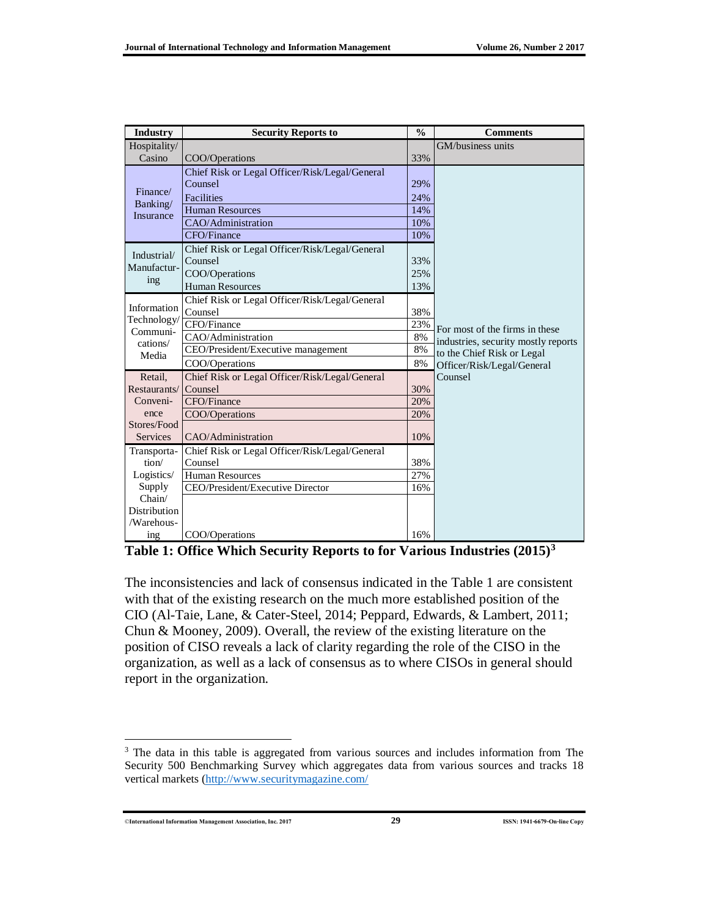| Industry | Security Reports to | % | Comments |
|---|---|---|---|
| Hospitality/ Casino | COO/Operations | 33% | GM/business units |
| Finance/ Banking/ Insurance | Chief Risk or Legal Officer/Risk/Legal/General Counsel | 29% | For most of the firms in these industries, security mostly reports to the Chief Risk or Legal Officer/Risk/Legal/General Counsel |
| | Facilities | 24% | |
| | Human Resources | 14% | |
| | CAO/Administration | 10% | |
| | CFO/Finance | 10% | |
| Industrial/ Manufacturing | Chief Risk or Legal Officer/Risk/Legal/General Counsel | 33% | |
| | COO/Operations | 25% | |
| | Human Resources | 13% | |
| Information Technology/ Communications/ Media | Chief Risk or Legal Officer/Risk/Legal/General Counsel | 38% | |
| | CFO/Finance | 23% | |
| | CAO/Administration | 8% | |
| | CEO/President/Executive management | 8% | |
| | COO/Operations | 8% | |
| Retail, Restaurants/ Convenience Stores/Food Services | Chief Risk or Legal Officer/Risk/Legal/General Counsel | 30% | |
| | CFO/Finance | 20% | |
| | COO/Operations | 20% | |
| | CAO/Administration | 10% | |
| Transportation/ Logistics/ Supply Chain/ Distribution /Warehousing | Chief Risk or Legal Officer/Risk/Legal/General Counsel | 38% | |
| | Human Resources | 27% | |
| | CEO/President/Executive Director | 16% | |
| | COO/Operations | 16% | |

**Table 1: Office Which Security Reports to for Various Industries (2015)[3]**

The inconsistencies and lack of consensus indicated in the Table 1 are consistent with that of the existing research on the much more established position of the CIO (Al-Taie, Lane, & Cater-Steel, 2014; Peppard, Edwards, & Lambert, 2011; Chun & Mooney, 2009). Overall, the review of the existing literature on the position of CISO reveals a lack of clarity regarding the role of the CISO in the organization, as well as a lack of consensus as to where CISOs in general should report in the organization.

[3] The data in this table is aggregated from various sources and includes information from The Security 500 Benchmarking Survey which aggregates data from various sources and tracks 18 vertical markets (http://www.securitymagazine.com/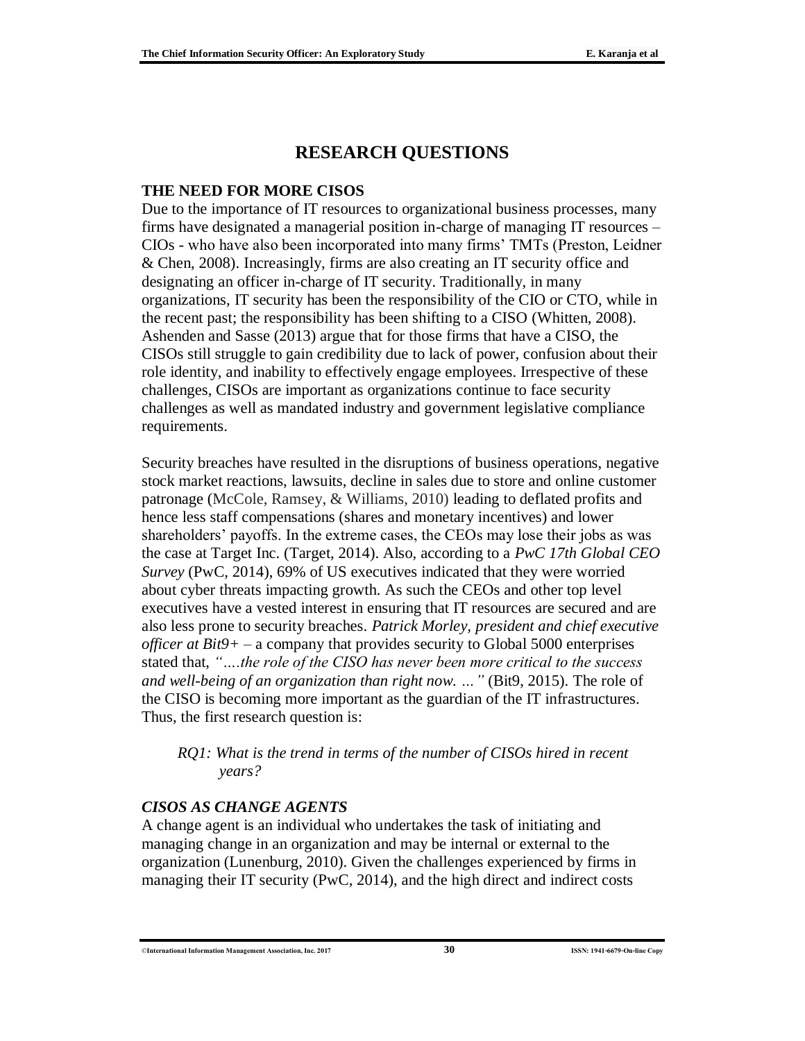# RESEARCH QUESTIONS

## THE NEED FOR MORE CISOS

Due to the importance of IT resources to organizational business processes, many firms have designated a managerial position in-charge of managing IT resources – CIOs - who have also been incorporated into many firms' TMTs (Preston, Leidner & Chen, 2008). Increasingly, firms are also creating an IT security office and designating an officer in-charge of IT security. Traditionally, in many organizations, IT security has been the responsibility of the CIO or CTO, while in the recent past; the responsibility has been shifting to a CISO (Whitten, 2008). Ashenden and Sasse (2013) argue that for those firms that have a CISO, the CISOs still struggle to gain credibility due to lack of power, confusion about their role identity, and inability to effectively engage employees. Irrespective of these challenges, CISOs are important as organizations continue to face security challenges as well as mandated industry and government legislative compliance requirements.

Security breaches have resulted in the disruptions of business operations, negative stock market reactions, lawsuits, decline in sales due to store and online customer patronage (McCole, Ramsey, & Williams, 2010) leading to deflated profits and hence less staff compensations (shares and monetary incentives) and lower shareholders' payoffs. In the extreme cases, the CEOs may lose their jobs as was the case at Target Inc. (Target, 2014). Also, according to a *PwC 17th Global CEO Survey* (PwC, 2014), 69% of US executives indicated that they were worried about cyber threats impacting growth. As such the CEOs and other top level executives have a vested interest in ensuring that IT resources are secured and are also less prone to security breaches. *Patrick Morley, president and chief executive officer at Bit9+* – a company that provides security to Global 5000 enterprises stated that, *"….the role of the CISO has never been more critical to the success and well-being of an organization than right now. …"* (Bit9, 2015). The role of the CISO is becoming more important as the guardian of the IT infrastructures. Thus, the first research question is:

> *RQ1: What is the trend in terms of the number of CISOs hired in recent years?*

### *CISOS AS CHANGE AGENTS*

A change agent is an individual who undertakes the task of initiating and managing change in an organization and may be internal or external to the organization (Lunenburg, 2010). Given the challenges experienced by firms in managing their IT security (PwC, 2014), and the high direct and indirect costs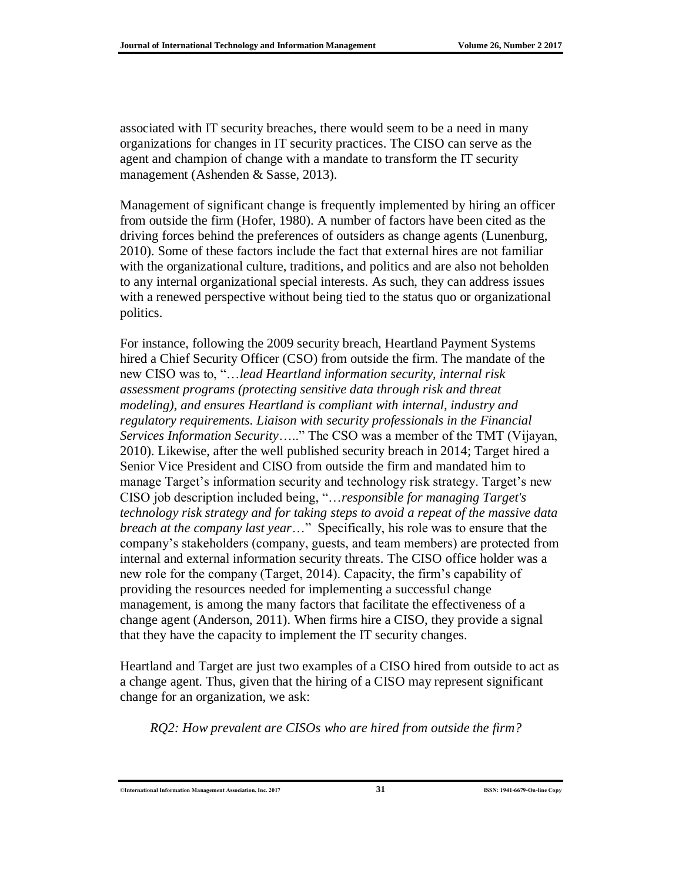associated with IT security breaches, there would seem to be a need in many organizations for changes in IT security practices. The CISO can serve as the agent and champion of change with a mandate to transform the IT security management (Ashenden & Sasse, 2013).

Management of significant change is frequently implemented by hiring an officer from outside the firm (Hofer, 1980). A number of factors have been cited as the driving forces behind the preferences of outsiders as change agents (Lunenburg, 2010). Some of these factors include the fact that external hires are not familiar with the organizational culture, traditions, and politics and are also not beholden to any internal organizational special interests. As such, they can address issues with a renewed perspective without being tied to the status quo or organizational politics.

For instance, following the 2009 security breach, Heartland Payment Systems hired a Chief Security Officer (CSO) from outside the firm. The mandate of the new CISO was to, "…*lead Heartland information security, internal risk assessment programs (protecting sensitive data through risk and threat modeling), and ensures Heartland is compliant with internal, industry and regulatory requirements. Liaison with security professionals in the Financial Services Information Security*….." The CSO was a member of the TMT (Vijayan, 2010). Likewise, after the well published security breach in 2014; Target hired a Senior Vice President and CISO from outside the firm and mandated him to manage Target's information security and technology risk strategy. Target's new CISO job description included being, "…*responsible for managing Target's technology risk strategy and for taking steps to avoid a repeat of the massive data breach at the company last year*…" Specifically, his role was to ensure that the company's stakeholders (company, guests, and team members) are protected from internal and external information security threats. The CISO office holder was a new role for the company (Target, 2014). Capacity, the firm's capability of providing the resources needed for implementing a successful change management, is among the many factors that facilitate the effectiveness of a change agent (Anderson, 2011). When firms hire a CISO, they provide a signal that they have the capacity to implement the IT security changes.

Heartland and Target are just two examples of a CISO hired from outside to act as a change agent. Thus, given that the hiring of a CISO may represent significant change for an organization, we ask:

*RQ2: How prevalent are CISOs who are hired from outside the firm?*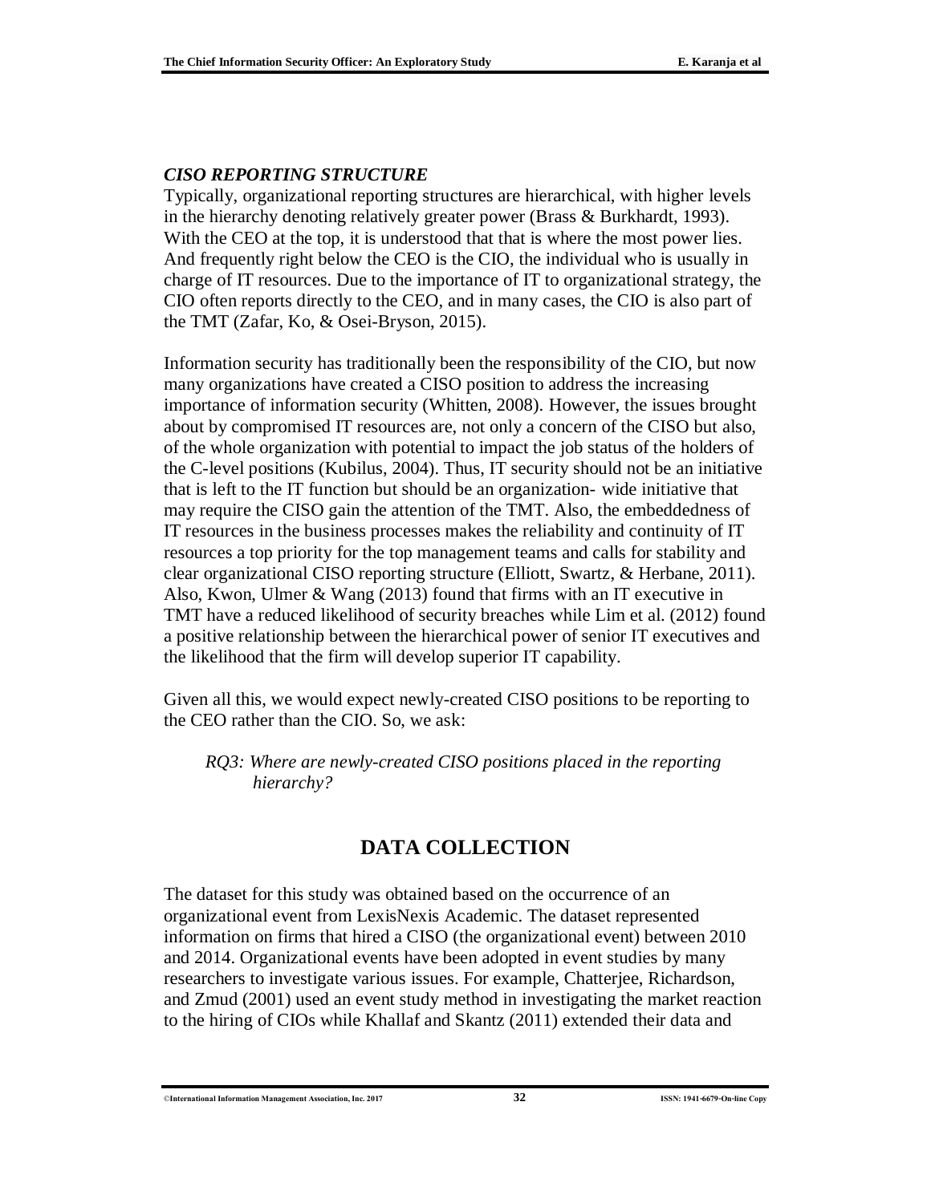### *CISO REPORTING STRUCTURE*

Typically, organizational reporting structures are hierarchical, with higher levels in the hierarchy denoting relatively greater power (Brass & Burkhardt, 1993). With the CEO at the top, it is understood that that is where the most power lies. And frequently right below the CEO is the CIO, the individual who is usually in charge of IT resources. Due to the importance of IT to organizational strategy, the CIO often reports directly to the CEO, and in many cases, the CIO is also part of the TMT (Zafar, Ko, & Osei-Bryson, 2015).

Information security has traditionally been the responsibility of the CIO, but now many organizations have created a CISO position to address the increasing importance of information security (Whitten, 2008). However, the issues brought about by compromised IT resources are, not only a concern of the CISO but also, of the whole organization with potential to impact the job status of the holders of the C-level positions (Kubilus, 2004). Thus, IT security should not be an initiative that is left to the IT function but should be an organization- wide initiative that may require the CISO gain the attention of the TMT. Also, the embeddedness of IT resources in the business processes makes the reliability and continuity of IT resources a top priority for the top management teams and calls for stability and clear organizational CISO reporting structure (Elliott, Swartz, & Herbane, 2011). Also, Kwon, Ulmer & Wang (2013) found that firms with an IT executive in TMT have a reduced likelihood of security breaches while Lim et al. (2012) found a positive relationship between the hierarchical power of senior IT executives and the likelihood that the firm will develop superior IT capability.

Given all this, we would expect newly-created CISO positions to be reporting to the CEO rather than the CIO. So, we ask:

*RQ3: Where are newly-created CISO positions placed in the reporting hierarchy?*

## DATA COLLECTION

The dataset for this study was obtained based on the occurrence of an organizational event from LexisNexis Academic. The dataset represented information on firms that hired a CISO (the organizational event) between 2010 and 2014. Organizational events have been adopted in event studies by many researchers to investigate various issues. For example, Chatterjee, Richardson, and Zmud (2001) used an event study method in investigating the market reaction to the hiring of CIOs while Khallaf and Skantz (2011) extended their data and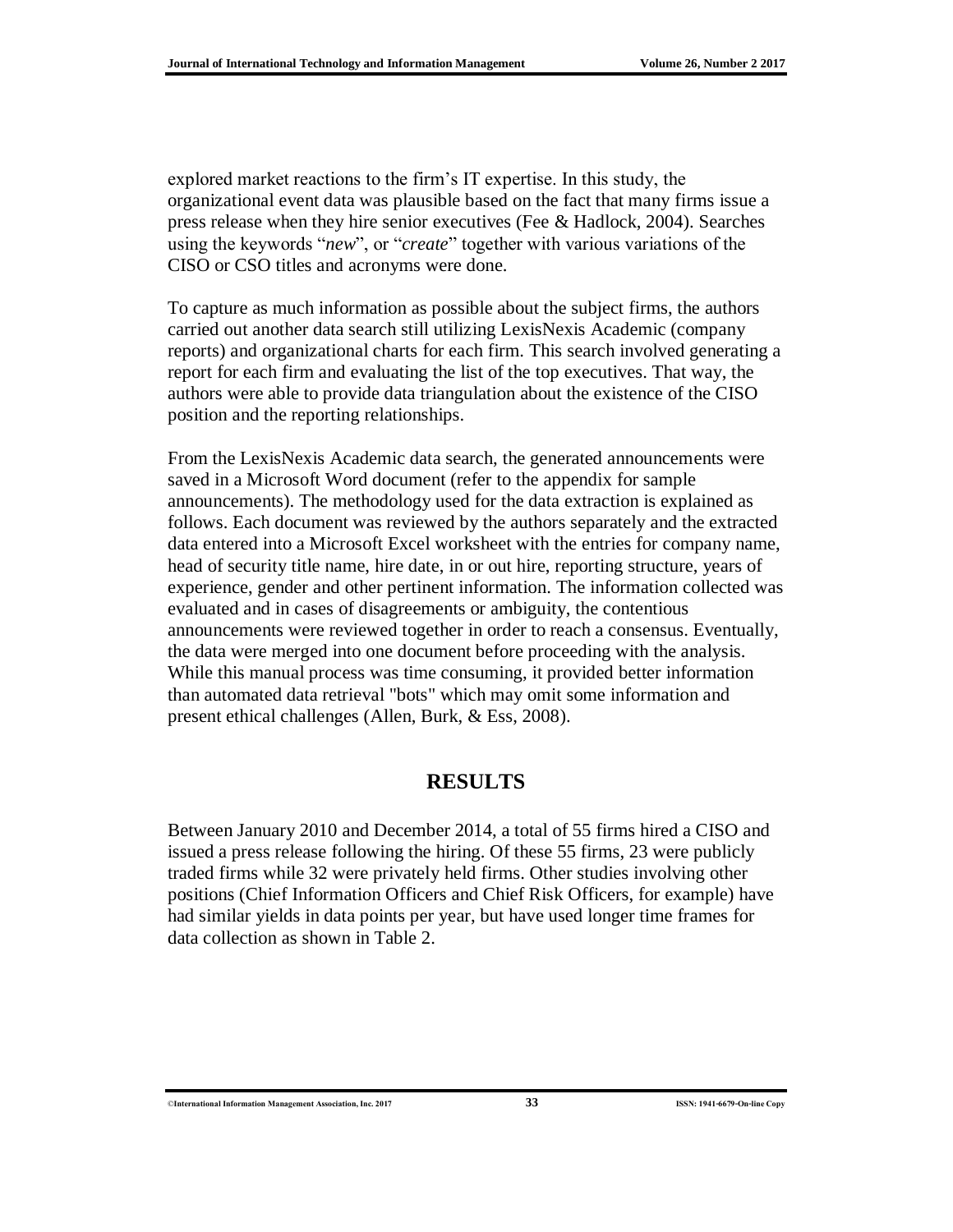explored market reactions to the firm's IT expertise. In this study, the organizational event data was plausible based on the fact that many firms issue a press release when they hire senior executives (Fee & Hadlock, 2004). Searches using the keywords "*new*", or "*create*" together with various variations of the CISO or CSO titles and acronyms were done.

To capture as much information as possible about the subject firms, the authors carried out another data search still utilizing LexisNexis Academic (company reports) and organizational charts for each firm. This search involved generating a report for each firm and evaluating the list of the top executives. That way, the authors were able to provide data triangulation about the existence of the CISO position and the reporting relationships.

From the LexisNexis Academic data search, the generated announcements were saved in a Microsoft Word document (refer to the appendix for sample announcements). The methodology used for the data extraction is explained as follows. Each document was reviewed by the authors separately and the extracted data entered into a Microsoft Excel worksheet with the entries for company name, head of security title name, hire date, in or out hire, reporting structure, years of experience, gender and other pertinent information. The information collected was evaluated and in cases of disagreements or ambiguity, the contentious announcements were reviewed together in order to reach a consensus. Eventually, the data were merged into one document before proceeding with the analysis. While this manual process was time consuming, it provided better information than automated data retrieval "bots" which may omit some information and present ethical challenges (Allen, Burk, & Ess, 2008).

## RESULTS

Between January 2010 and December 2014, a total of 55 firms hired a CISO and issued a press release following the hiring. Of these 55 firms, 23 were publicly traded firms while 32 were privately held firms. Other studies involving other positions (Chief Information Officers and Chief Risk Officers, for example) have had similar yields in data points per year, but have used longer time frames for data collection as shown in Table 2.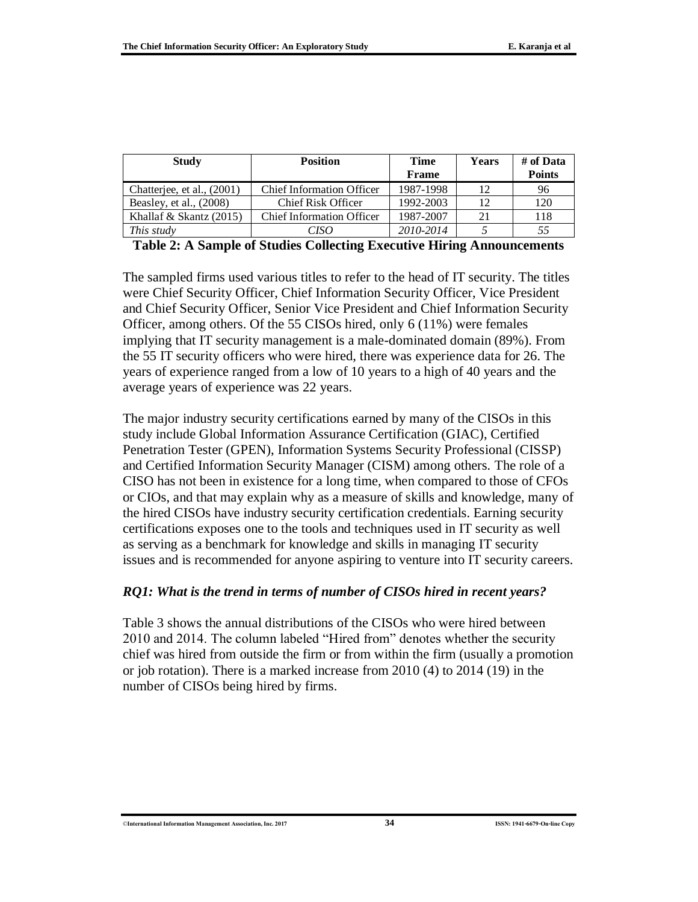| Study | Position | Time Frame | Years | # of Data Points |
| --- | --- | --- | --- | --- |
| Chatterjee, et al., (2001) | Chief Information Officer | 1987-1998 | 12 | 96 |
| Beasley, et al., (2008) | Chief Risk Officer | 1992-2003 | 12 | 120 |
| Khallaf & Skantz (2015) | Chief Information Officer | 1987-2007 | 21 | 118 |
| *This study* | *CISO* | *2010-2014* | *5* | *55* |

**Table 2: A Sample of Studies Collecting Executive Hiring Announcements**

The sampled firms used various titles to refer to the head of IT security. The titles were Chief Security Officer, Chief Information Security Officer, Vice President and Chief Security Officer, Senior Vice President and Chief Information Security Officer, among others. Of the 55 CISOs hired, only 6 (11%) were females implying that IT security management is a male-dominated domain (89%). From the 55 IT security officers who were hired, there was experience data for 26. The years of experience ranged from a low of 10 years to a high of 40 years and the average years of experience was 22 years.

The major industry security certifications earned by many of the CISOs in this study include Global Information Assurance Certification (GIAC), Certified Penetration Tester (GPEN), Information Systems Security Professional (CISSP) and Certified Information Security Manager (CISM) among others. The role of a CISO has not been in existence for a long time, when compared to those of CFOs or CIOs, and that may explain why as a measure of skills and knowledge, many of the hired CISOs have industry security certification credentials. Earning security certifications exposes one to the tools and techniques used in IT security as well as serving as a benchmark for knowledge and skills in managing IT security issues and is recommended for anyone aspiring to venture into IT security careers.

### *RQ1: What is the trend in terms of number of CISOs hired in recent years?*

Table 3 shows the annual distributions of the CISOs who were hired between 2010 and 2014. The column labeled "Hired from" denotes whether the security chief was hired from outside the firm or from within the firm (usually a promotion or job rotation). There is a marked increase from 2010 (4) to 2014 (19) in the number of CISOs being hired by firms.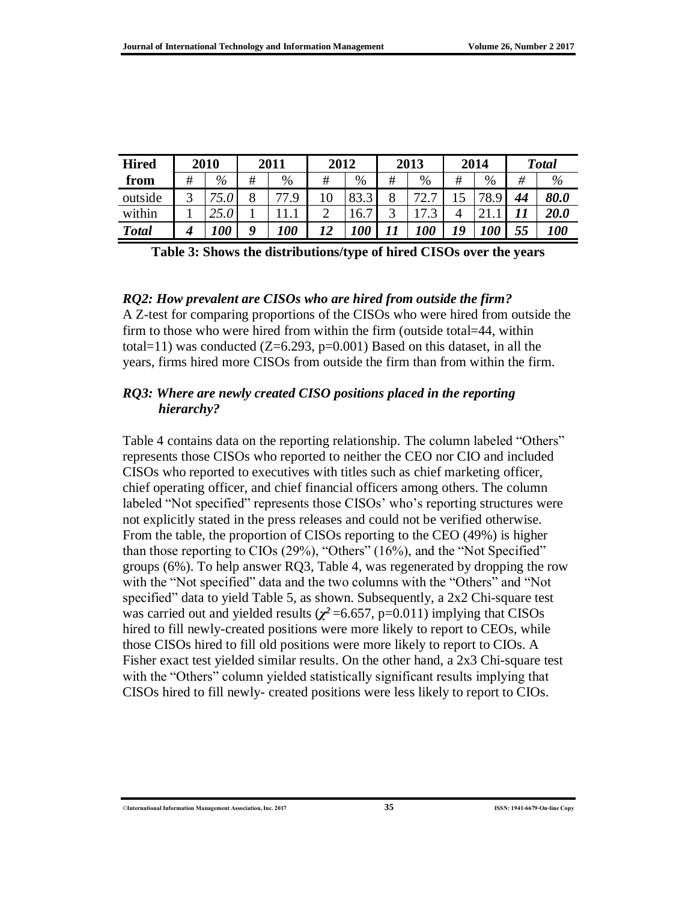| **Hired from** | **2010** | | **2011** | | **2012** | | **2013** | | **2014** | | ***Total*** | |
|---|---|---|---|---|---|---|---|---|---|---|---|---|
| | # | % | # | % | # | % | # | % | # | % | *#* | *%* |
| outside | 3 | *75.0* | 8 | 77.9 | 10 | 83.3 | 8 | 72.7 | 15 | 78.9 | ***44*** | ***80.0*** |
| within | 1 | *25.0* | 1 | 11.1 | 2 | 16.7 | 3 | 17.3 | 4 | 21.1 | ***11*** | ***20.0*** |
| ***Total*** | ***4*** | ***100*** | ***9*** | ***100*** | ***12*** | ***100*** | ***11*** | ***100*** | ***19*** | ***100*** | ***55*** | ***100*** |

**Table 3: Shows the distributions/type of hired CISOs over the years**

***RQ2: How prevalent are CISOs who are hired from outside the firm?***

A Z-test for comparing proportions of the CISOs who were hired from outside the firm to those who were hired from within the firm (outside total=44, within total=11) was conducted ($Z=6.293$, $p=0.001$) Based on this dataset, in all the years, firms hired more CISOs from outside the firm than from within the firm.

***RQ3: Where are newly created CISO positions placed in the reporting hierarchy?***

Table 4 contains data on the reporting relationship. The column labeled "Others" represents those CISOs who reported to neither the CEO nor CIO and included CISOs who reported to executives with titles such as chief marketing officer, chief operating officer, and chief financial officers among others. The column labeled "Not specified" represents those CISOs' who's reporting structures were not explicitly stated in the press releases and could not be verified otherwise. From the table, the proportion of CISOs reporting to the CEO (49%) is higher than those reporting to CIOs (29%), "Others" (16%), and the "Not Specified" groups (6%). To help answer RQ3, Table 4, was regenerated by dropping the row with the "Not specified" data and the two columns with the "Others" and "Not specified" data to yield Table 5, as shown. Subsequently, a 2x2 Chi-square test was carried out and yielded results ($\chi^2=6.657$, $p=0.011$) implying that CISOs hired to fill newly-created positions were more likely to report to CEOs, while those CISOs hired to fill old positions were more likely to report to CIOs. A Fisher exact test yielded similar results. On the other hand, a 2x3 Chi-square test with the "Others" column yielded statistically significant results implying that CISOs hired to fill newly- created positions were less likely to report to CIOs.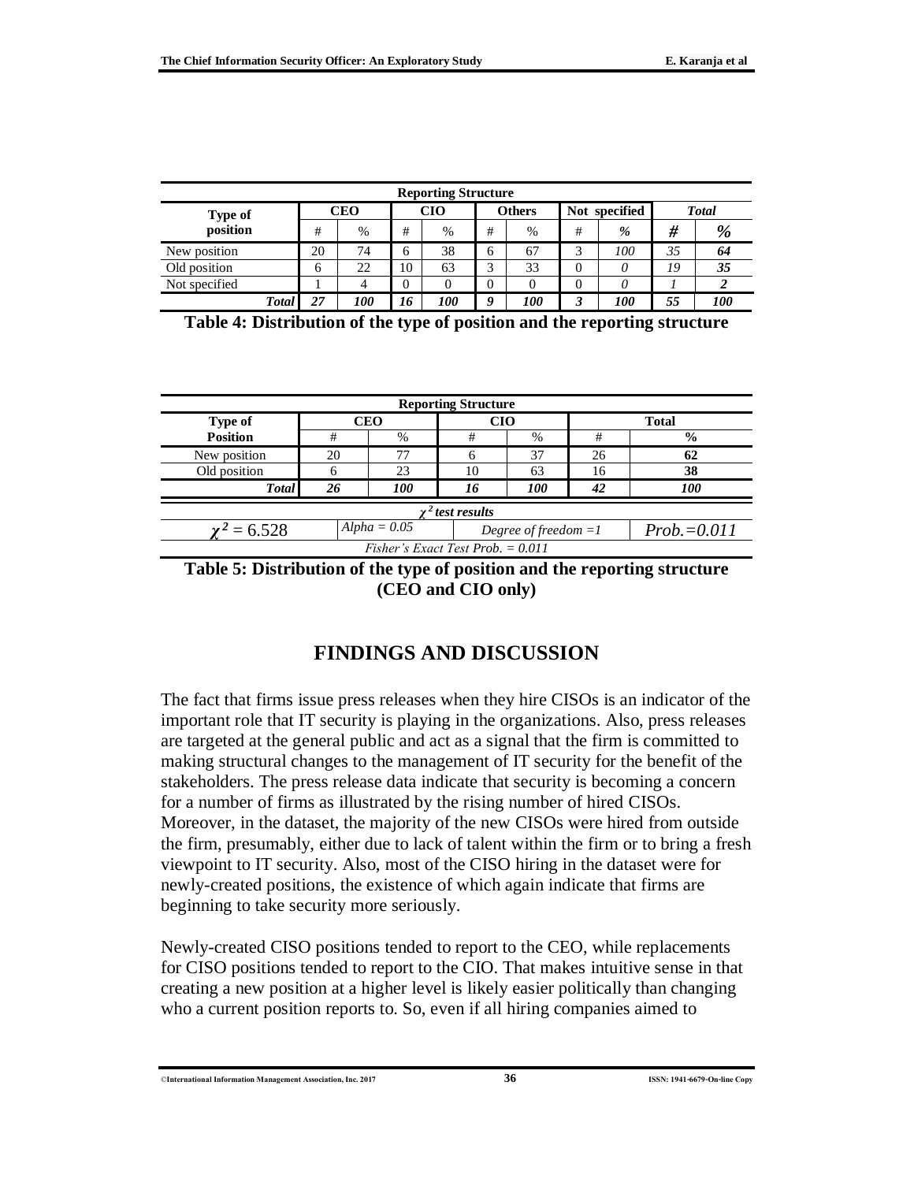| Type of position | Reporting Structure | | | | | | | | | |
|---|---|---|---|---|---|---|---|---|---|---|
| | CEO | | CIO | | Others | | Not specified | | *Total* | |
| | # | % | # | % | # | % | # | *%* | ***#*** | ***%*** |
| New position | 20 | 74 | 6 | 38 | 6 | 67 | 3 | *100* | *35* | ***64*** |
| Old position | 6 | 22 | 10 | 63 | 3 | 33 | 0 | *0* | *19* | ***35*** |
| Not specified | 1 | 4 | 0 | 0 | 0 | 0 | 0 | *0* | *1* | ***2*** |
| ***Total*** | ***27*** | ***100*** | ***16*** | ***100*** | ***9*** | ***100*** | ***3*** | ***100*** | ***55*** | ***100*** |

**Table 4: Distribution of the type of position and the reporting structure**

| Type of Position | Reporting Structure | | | | | |
|---|---|---|---|---|---|---|
| | CEO | | CIO | | Total | |
| | # | % | # | % | # | **%** |
| New position | 20 | 77 | 6 | 37 | 26 | **62** |
| Old position | 6 | 23 | 10 | 63 | 16 | **38** |
| ***Total*** | ***26*** | ***100*** | ***16*** | ***100*** | ***42*** | ***100*** |
| ***$\chi^2$ test results*** | | | | | | |
| $\chi^2 = 6.528$ | *Alpha = 0.05* | | *Degree of freedom =1* | | *Prob.=0.011* | |
| *Fisher's Exact Test Prob. = 0.011* | | | | | | |

**Table 5: Distribution of the type of position and the reporting structure (CEO and CIO only)**

## FINDINGS AND DISCUSSION

The fact that firms issue press releases when they hire CISOs is an indicator of the important role that IT security is playing in the organizations. Also, press releases are targeted at the general public and act as a signal that the firm is committed to making structural changes to the management of IT security for the benefit of the stakeholders. The press release data indicate that security is becoming a concern for a number of firms as illustrated by the rising number of hired CISOs. Moreover, in the dataset, the majority of the new CISOs were hired from outside the firm, presumably, either due to lack of talent within the firm or to bring a fresh viewpoint to IT security. Also, most of the CISO hiring in the dataset were for newly-created positions, the existence of which again indicate that firms are beginning to take security more seriously.

Newly-created CISO positions tended to report to the CEO, while replacements for CISO positions tended to report to the CIO. That makes intuitive sense in that creating a new position at a higher level is likely easier politically than changing who a current position reports to. So, even if all hiring companies aimed to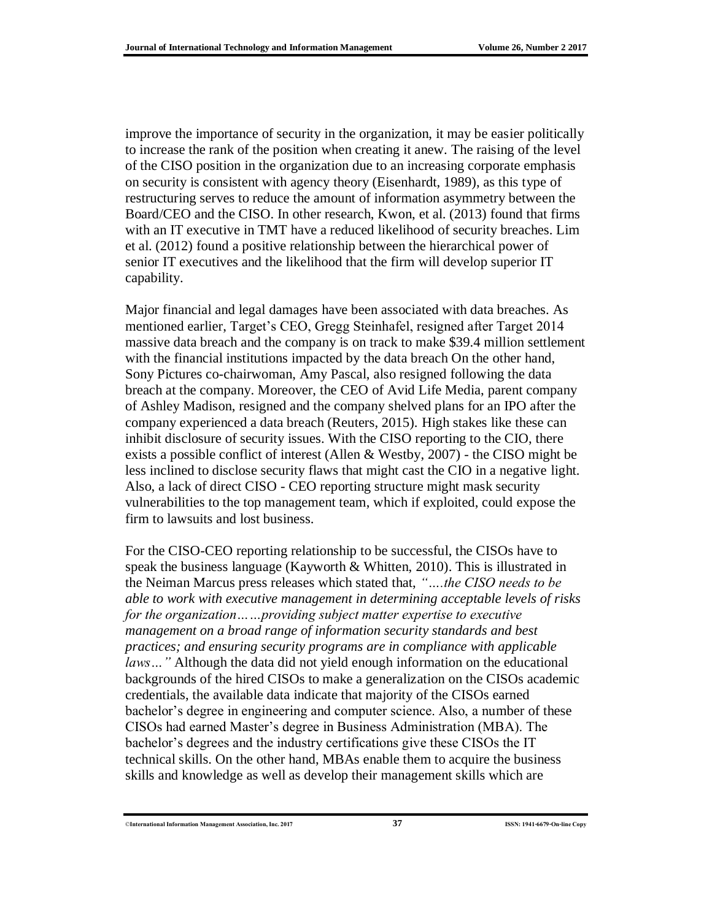improve the importance of security in the organization, it may be easier politically to increase the rank of the position when creating it anew. The raising of the level of the CISO position in the organization due to an increasing corporate emphasis on security is consistent with agency theory (Eisenhardt, 1989), as this type of restructuring serves to reduce the amount of information asymmetry between the Board/CEO and the CISO. In other research, Kwon, et al. (2013) found that firms with an IT executive in TMT have a reduced likelihood of security breaches. Lim et al. (2012) found a positive relationship between the hierarchical power of senior IT executives and the likelihood that the firm will develop superior IT capability.

Major financial and legal damages have been associated with data breaches. As mentioned earlier, Target's CEO, Gregg Steinhafel, resigned after Target 2014 massive data breach and the company is on track to make $39.4 million settlement with the financial institutions impacted by the data breach On the other hand, Sony Pictures co-chairwoman, Amy Pascal, also resigned following the data breach at the company. Moreover, the CEO of Avid Life Media, parent company of Ashley Madison, resigned and the company shelved plans for an IPO after the company experienced a data breach (Reuters, 2015). High stakes like these can inhibit disclosure of security issues. With the CISO reporting to the CIO, there exists a possible conflict of interest (Allen & Westby, 2007) - the CISO might be less inclined to disclose security flaws that might cast the CIO in a negative light. Also, a lack of direct CISO - CEO reporting structure might mask security vulnerabilities to the top management team, which if exploited, could expose the firm to lawsuits and lost business.

For the CISO-CEO reporting relationship to be successful, the CISOs have to speak the business language (Kayworth & Whitten, 2010). This is illustrated in the Neiman Marcus press releases which stated that, *"….the CISO needs to be able to work with executive management in determining acceptable levels of risks for the organization……providing subject matter expertise to executive management on a broad range of information security standards and best practices; and ensuring security programs are in compliance with applicable laws…"* Although the data did not yield enough information on the educational backgrounds of the hired CISOs to make a generalization on the CISOs academic credentials, the available data indicate that majority of the CISOs earned bachelor's degree in engineering and computer science. Also, a number of these CISOs had earned Master's degree in Business Administration (MBA). The bachelor's degrees and the industry certifications give these CISOs the IT technical skills. On the other hand, MBAs enable them to acquire the business skills and knowledge as well as develop their management skills which are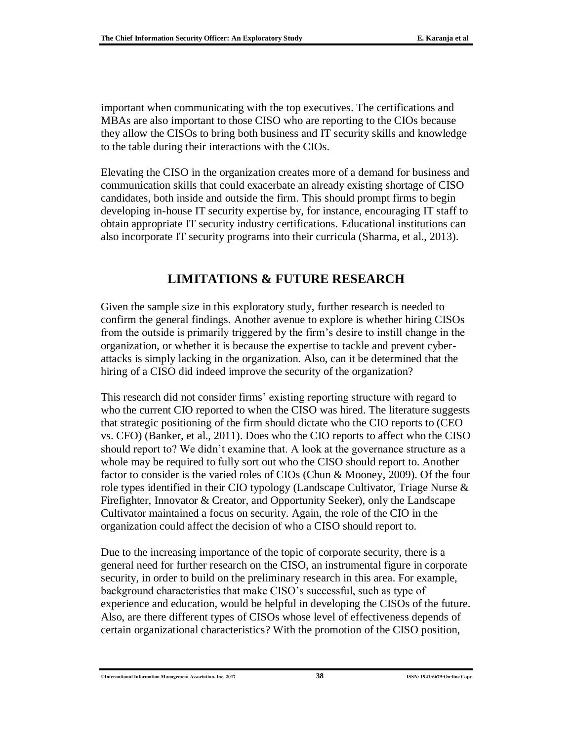important when communicating with the top executives. The certifications and MBAs are also important to those CISO who are reporting to the CIOs because they allow the CISOs to bring both business and IT security skills and knowledge to the table during their interactions with the CIOs.

Elevating the CISO in the organization creates more of a demand for business and communication skills that could exacerbate an already existing shortage of CISO candidates, both inside and outside the firm. This should prompt firms to begin developing in-house IT security expertise by, for instance, encouraging IT staff to obtain appropriate IT security industry certifications. Educational institutions can also incorporate IT security programs into their curricula (Sharma, et al., 2013).

## LIMITATIONS & FUTURE RESEARCH

Given the sample size in this exploratory study, further research is needed to confirm the general findings. Another avenue to explore is whether hiring CISOs from the outside is primarily triggered by the firm's desire to instill change in the organization, or whether it is because the expertise to tackle and prevent cyber-attacks is simply lacking in the organization. Also, can it be determined that the hiring of a CISO did indeed improve the security of the organization?

This research did not consider firms' existing reporting structure with regard to who the current CIO reported to when the CISO was hired. The literature suggests that strategic positioning of the firm should dictate who the CIO reports to (CEO vs. CFO) (Banker, et al., 2011). Does who the CIO reports to affect who the CISO should report to? We didn't examine that. A look at the governance structure as a whole may be required to fully sort out who the CISO should report to. Another factor to consider is the varied roles of CIOs (Chun & Mooney, 2009). Of the four role types identified in their CIO typology (Landscape Cultivator, Triage Nurse & Firefighter, Innovator & Creator, and Opportunity Seeker), only the Landscape Cultivator maintained a focus on security. Again, the role of the CIO in the organization could affect the decision of who a CISO should report to.

Due to the increasing importance of the topic of corporate security, there is a general need for further research on the CISO, an instrumental figure in corporate security, in order to build on the preliminary research in this area. For example, background characteristics that make CISO's successful, such as type of experience and education, would be helpful in developing the CISOs of the future. Also, are there different types of CISOs whose level of effectiveness depends of certain organizational characteristics? With the promotion of the CISO position,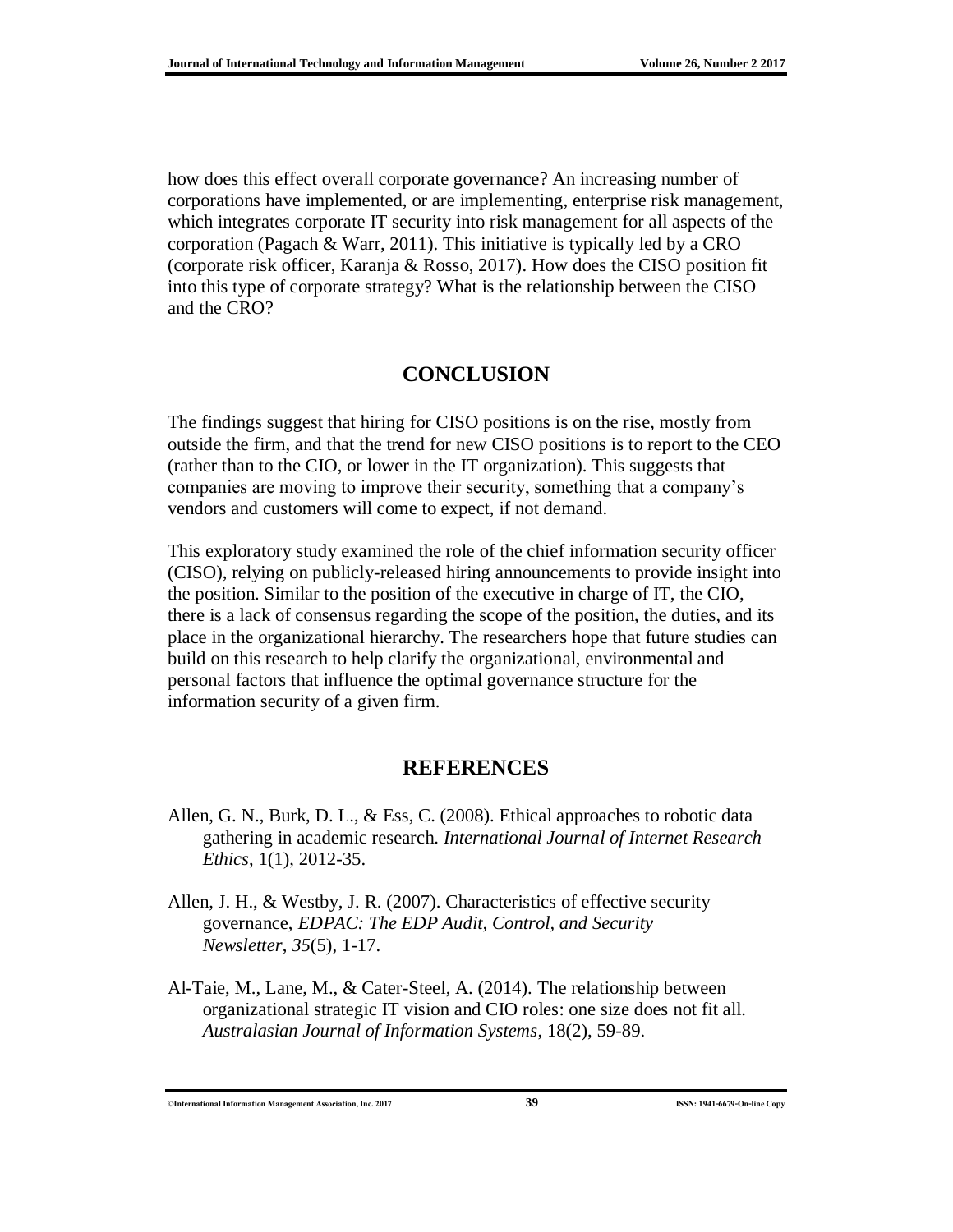how does this effect overall corporate governance? An increasing number of corporations have implemented, or are implementing, enterprise risk management, which integrates corporate IT security into risk management for all aspects of the corporation (Pagach & Warr, 2011). This initiative is typically led by a CRO (corporate risk officer, Karanja & Rosso, 2017). How does the CISO position fit into this type of corporate strategy? What is the relationship between the CISO and the CRO?

## CONCLUSION

The findings suggest that hiring for CISO positions is on the rise, mostly from outside the firm, and that the trend for new CISO positions is to report to the CEO (rather than to the CIO, or lower in the IT organization). This suggests that companies are moving to improve their security, something that a company's vendors and customers will come to expect, if not demand.

This exploratory study examined the role of the chief information security officer (CISO), relying on publicly-released hiring announcements to provide insight into the position. Similar to the position of the executive in charge of IT, the CIO, there is a lack of consensus regarding the scope of the position, the duties, and its place in the organizational hierarchy. The researchers hope that future studies can build on this research to help clarify the organizational, environmental and personal factors that influence the optimal governance structure for the information security of a given firm.

## REFERENCES

Allen, G. N., Burk, D. L., & Ess, C. (2008). Ethical approaches to robotic data gathering in academic research. *International Journal of Internet Research Ethics*, 1(1), 2012-35.

Allen, J. H., & Westby, J. R. (2007). Characteristics of effective security governance, *EDPAC: The EDP Audit, Control, and Security Newsletter*, *35*(5), 1-17.

Al-Taie, M., Lane, M., & Cater-Steel, A. (2014). The relationship between organizational strategic IT vision and CIO roles: one size does not fit all. *Australasian Journal of Information Systems*, 18(2), 59-89.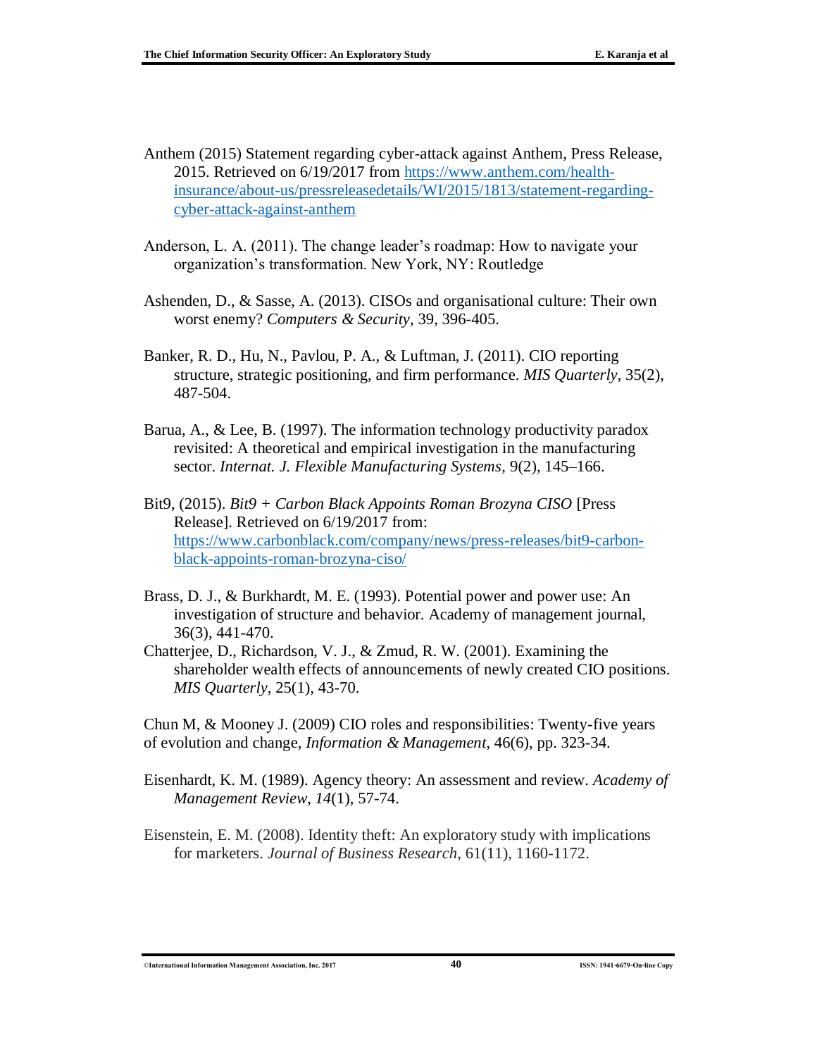Anthem (2015) Statement regarding cyber-attack against Anthem, Press Release, 2015. Retrieved on 6/19/2017 from https://www.anthem.com/health-insurance/about-us/pressreleasedetails/WI/2015/1813/statement-regarding-cyber-attack-against-anthem

Anderson, L. A. (2011). The change leader's roadmap: How to navigate your organization's transformation. New York, NY: Routledge

Ashenden, D., & Sasse, A. (2013). CISOs and organisational culture: Their own worst enemy? *Computers & Security*, 39, 396-405.

Banker, R. D., Hu, N., Pavlou, P. A., & Luftman, J. (2011). CIO reporting structure, strategic positioning, and firm performance. *MIS Quarterly*, 35(2), 487-504.

Barua, A., & Lee, B. (1997). The information technology productivity paradox revisited: A theoretical and empirical investigation in the manufacturing sector. *Internat. J. Flexible Manufacturing Systems*, 9(2), 145–166.

Bit9, (2015). *Bit9 + Carbon Black Appoints Roman Brozyna CISO* [Press Release]. Retrieved on 6/19/2017 from: https://www.carbonblack.com/company/news/press-releases/bit9-carbon-black-appoints-roman-brozyna-ciso/

Brass, D. J., & Burkhardt, M. E. (1993). Potential power and power use: An investigation of structure and behavior. Academy of management journal, 36(3), 441-470.

Chatterjee, D., Richardson, V. J., & Zmud, R. W. (2001). Examining the shareholder wealth effects of announcements of newly created CIO positions. *MIS Quarterly*, 25(1), 43-70.

Chun M, & Mooney J. (2009) CIO roles and responsibilities: Twenty-five years of evolution and change, *Information & Management*, 46(6), pp. 323-34.

Eisenhardt, K. M. (1989). Agency theory: An assessment and review. *Academy of Management Review*, *14*(1), 57-74.

Eisenstein, E. M. (2008). Identity theft: An exploratory study with implications for marketers. *Journal of Business Research*, 61(11), 1160-1172.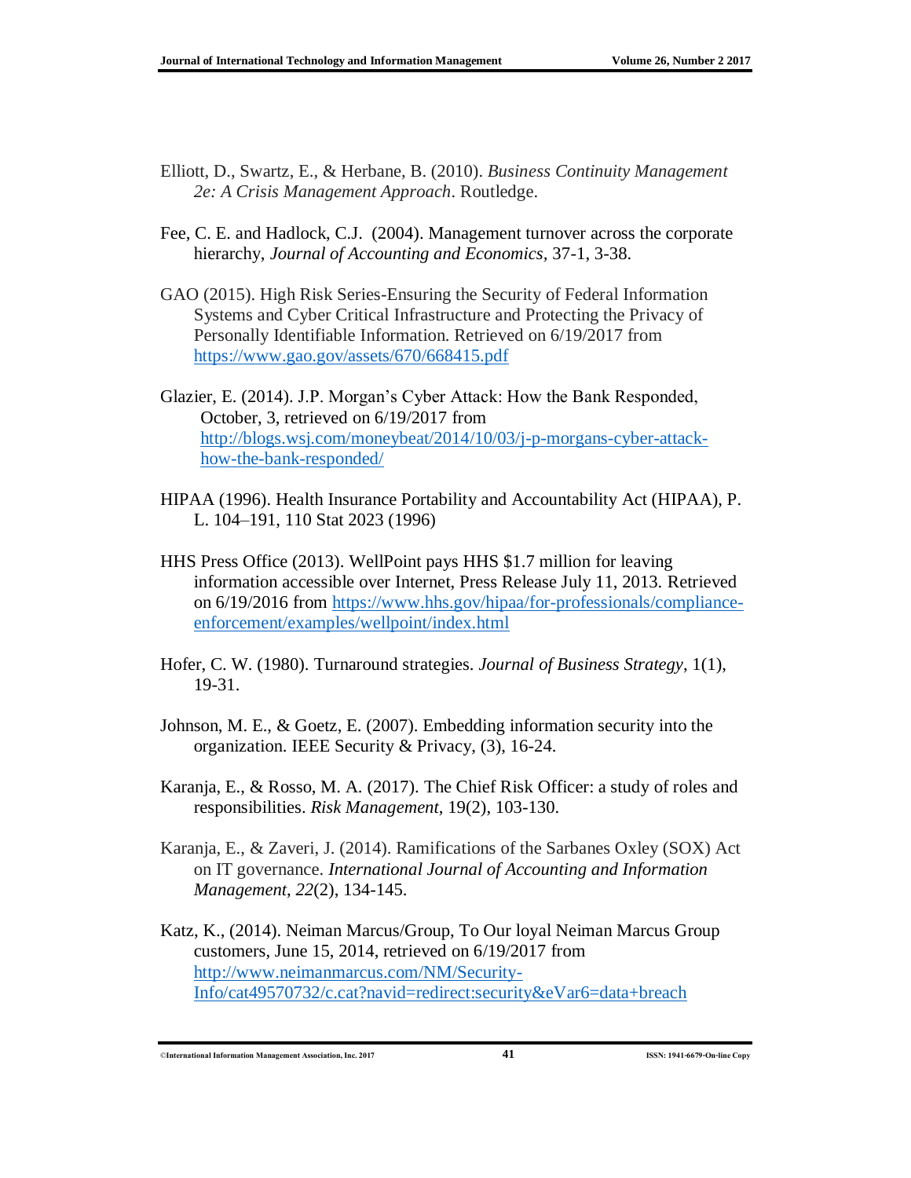Elliott, D., Swartz, E., & Herbane, B. (2010). *Business Continuity Management 2e: A Crisis Management Approach*. Routledge.

Fee, C. E. and Hadlock, C.J. (2004). Management turnover across the corporate hierarchy, *Journal of Accounting and Economics*, 37-1, 3-38.

GAO (2015). High Risk Series-Ensuring the Security of Federal Information Systems and Cyber Critical Infrastructure and Protecting the Privacy of Personally Identifiable Information. Retrieved on 6/19/2017 from https://www.gao.gov/assets/670/668415.pdf

Glazier, E. (2014). J.P. Morgan's Cyber Attack: How the Bank Responded, October, 3, retrieved on 6/19/2017 from http://blogs.wsj.com/moneybeat/2014/10/03/j-p-morgans-cyber-attack-how-the-bank-responded/

HIPAA (1996). Health Insurance Portability and Accountability Act (HIPAA), P. L. 104–191, 110 Stat 2023 (1996)

HHS Press Office (2013). WellPoint pays HHS $1.7 million for leaving information accessible over Internet, Press Release July 11, 2013. Retrieved on 6/19/2016 from https://www.hhs.gov/hipaa/for-professionals/compliance-enforcement/examples/wellpoint/index.html

Hofer, C. W. (1980). Turnaround strategies. *Journal of Business Strategy*, 1(1), 19-31.

Johnson, M. E., & Goetz, E. (2007). Embedding information security into the organization. IEEE Security & Privacy, (3), 16-24.

Karanja, E., & Rosso, M. A. (2017). The Chief Risk Officer: a study of roles and responsibilities. *Risk Management*, 19(2), 103-130.

Karanja, E., & Zaveri, J. (2014). Ramifications of the Sarbanes Oxley (SOX) Act on IT governance. *International Journal of Accounting and Information Management*, *22*(2), 134-145.

Katz, K., (2014). Neiman Marcus/Group, To Our loyal Neiman Marcus Group customers, June 15, 2014, retrieved on 6/19/2017 from http://www.neimanmarcus.com/NM/Security-Info/cat49570732/c.cat?navid=redirect:security&eVar6=data+breach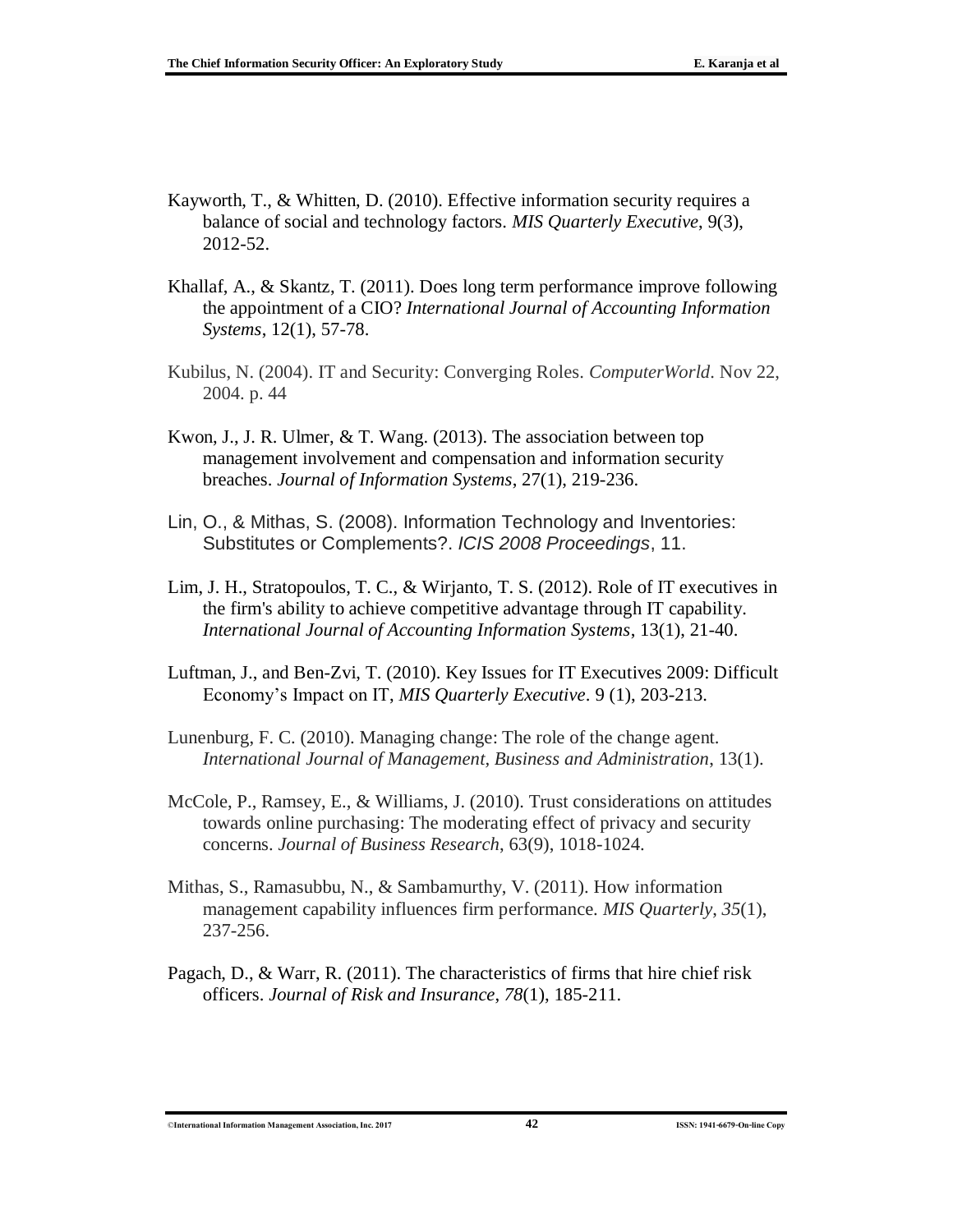Kayworth, T., & Whitten, D. (2010). Effective information security requires a balance of social and technology factors. *MIS Quarterly Executive*, 9(3), 2012-52.

Khallaf, A., & Skantz, T. (2011). Does long term performance improve following the appointment of a CIO? *International Journal of Accounting Information Systems*, 12(1), 57-78.

Kubilus, N. (2004). IT and Security: Converging Roles. *ComputerWorld*. Nov 22, 2004. p. 44

Kwon, J., J. R. Ulmer, & T. Wang. (2013). The association between top management involvement and compensation and information security breaches. *Journal of Information Systems*, 27(1), 219-236.

Lin, O., & Mithas, S. (2008). Information Technology and Inventories: Substitutes or Complements?. *ICIS 2008 Proceedings*, 11.

Lim, J. H., Stratopoulos, T. C., & Wirjanto, T. S. (2012). Role of IT executives in the firm's ability to achieve competitive advantage through IT capability. *International Journal of Accounting Information Systems*, 13(1), 21-40.

Luftman, J., and Ben-Zvi, T. (2010). Key Issues for IT Executives 2009: Difficult Economy's Impact on IT, *MIS Quarterly Executive*. 9 (1), 203-213.

Lunenburg, F. C. (2010). Managing change: The role of the change agent. *International Journal of Management, Business and Administration*, 13(1).

McCole, P., Ramsey, E., & Williams, J. (2010). Trust considerations on attitudes towards online purchasing: The moderating effect of privacy and security concerns. *Journal of Business Research*, 63(9), 1018-1024.

Mithas, S., Ramasubbu, N., & Sambamurthy, V. (2011). How information management capability influences firm performance. *MIS Quarterly*, *35*(1), 237-256.

Pagach, D., & Warr, R. (2011). The characteristics of firms that hire chief risk officers. *Journal of Risk and Insurance*, *78*(1), 185-211.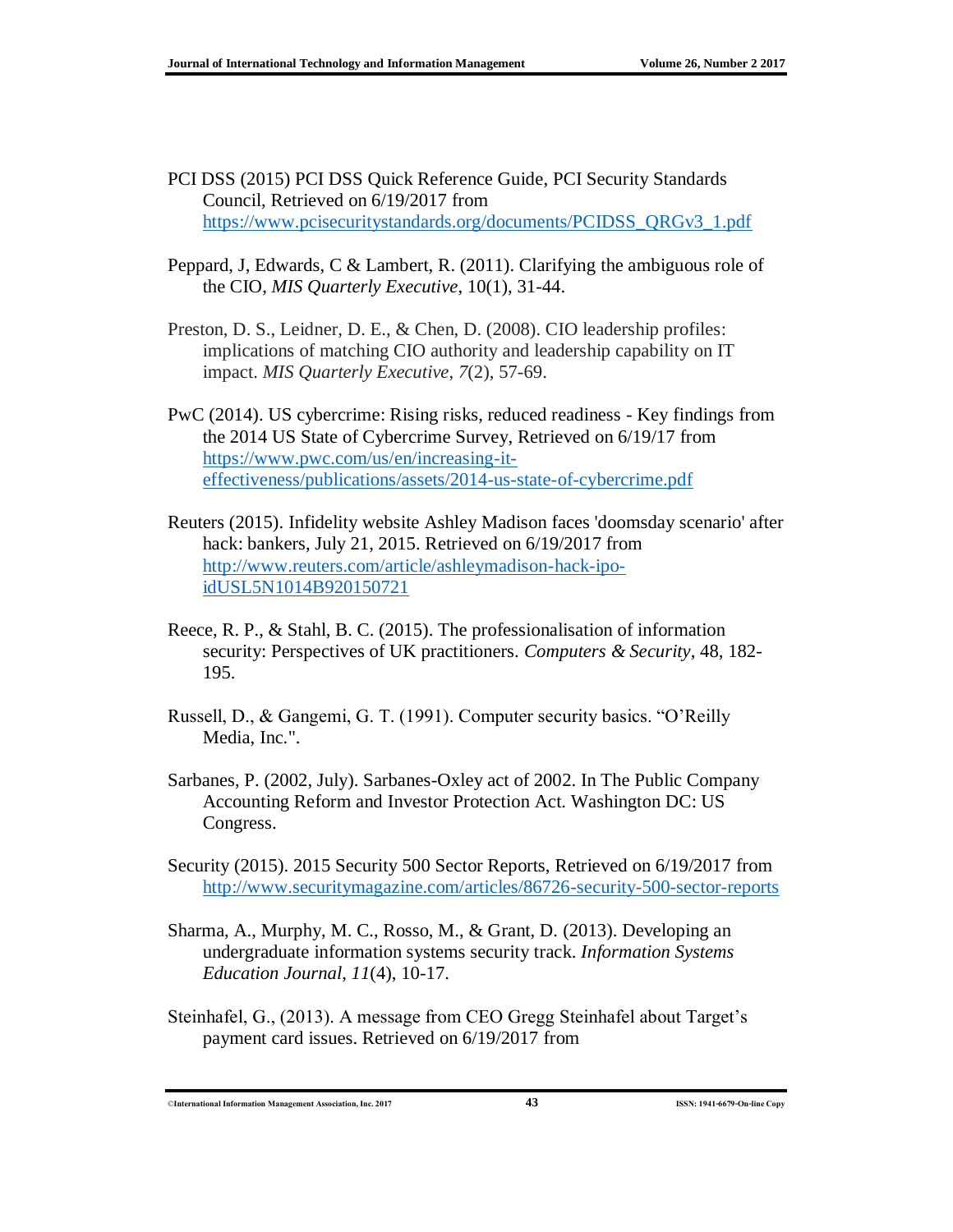PCI DSS (2015) PCI DSS Quick Reference Guide, PCI Security Standards Council, Retrieved on 6/19/2017 from https://www.pcisecuritystandards.org/documents/PCIDSS_QRGv3_1.pdf

Peppard, J, Edwards, C & Lambert, R. (2011). Clarifying the ambiguous role of the CIO, *MIS Quarterly Executive*, 10(1), 31-44.

Preston, D. S., Leidner, D. E., & Chen, D. (2008). CIO leadership profiles: implications of matching CIO authority and leadership capability on IT impact. *MIS Quarterly Executive*, *7*(2), 57-69.

PwC (2014). US cybercrime: Rising risks, reduced readiness - Key findings from the 2014 US State of Cybercrime Survey, Retrieved on 6/19/17 from https://www.pwc.com/us/en/increasing-it-effectiveness/publications/assets/2014-us-state-of-cybercrime.pdf

Reuters (2015). Infidelity website Ashley Madison faces 'doomsday scenario' after hack: bankers, July 21, 2015. Retrieved on 6/19/2017 from http://www.reuters.com/article/ashleymadison-hack-ipo-idUSL5N1014B920150721

Reece, R. P., & Stahl, B. C. (2015). The professionalisation of information security: Perspectives of UK practitioners. *Computers & Security*, 48, 182-195.

Russell, D., & Gangemi, G. T. (1991). Computer security basics. "O'Reilly Media, Inc.".

Sarbanes, P. (2002, July). Sarbanes-Oxley act of 2002. In The Public Company Accounting Reform and Investor Protection Act. Washington DC: US Congress.

Security (2015). 2015 Security 500 Sector Reports, Retrieved on 6/19/2017 from http://www.securitymagazine.com/articles/86726-security-500-sector-reports

Sharma, A., Murphy, M. C., Rosso, M., & Grant, D. (2013). Developing an undergraduate information systems security track. *Information Systems Education Journal*, *11*(4), 10-17.

Steinhafel, G., (2013). A message from CEO Gregg Steinhafel about Target's payment card issues. Retrieved on 6/19/2017 from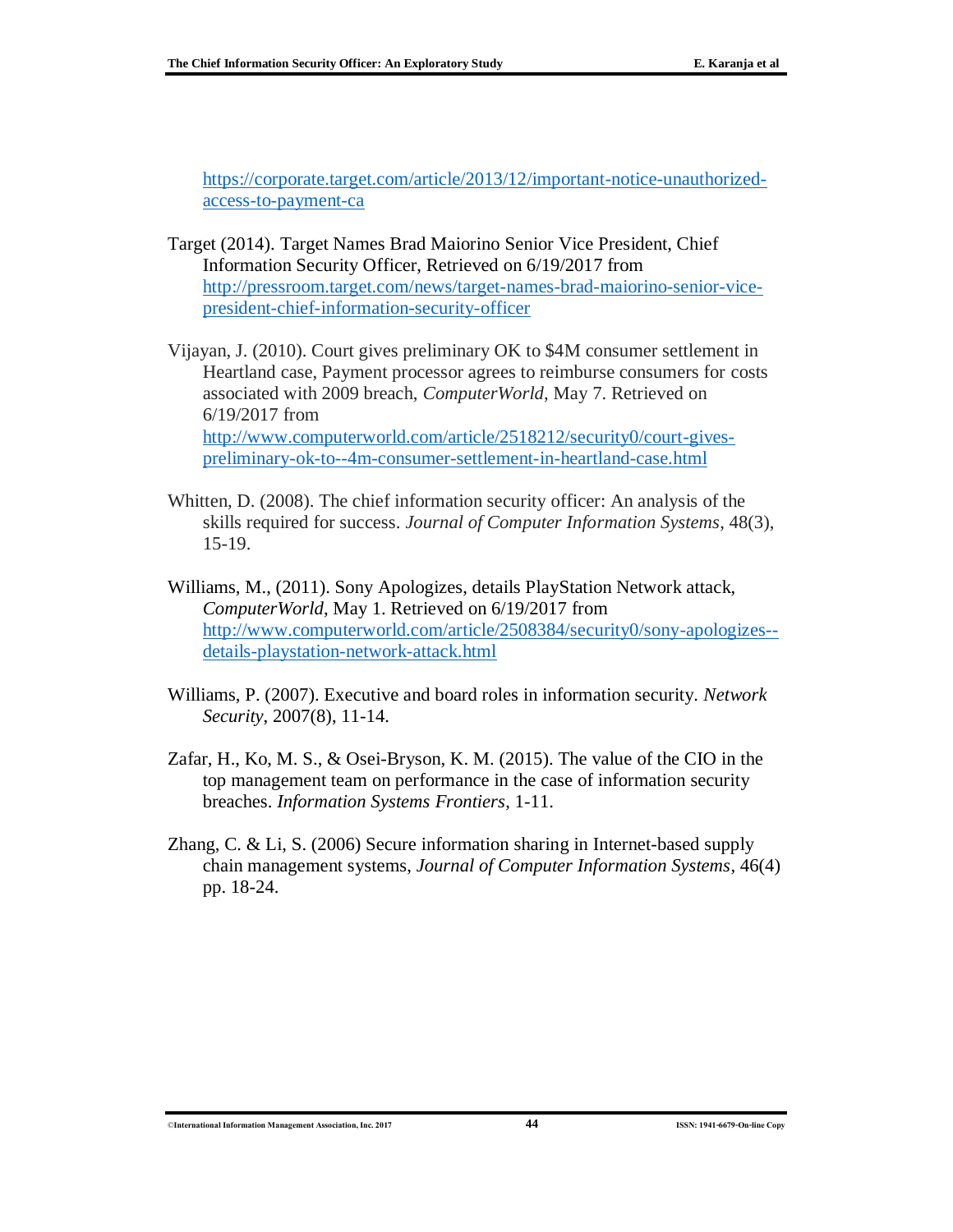https://corporate.target.com/article/2013/12/important-notice-unauthorized-access-to-payment-ca

Target (2014). Target Names Brad Maiorino Senior Vice President, Chief Information Security Officer, Retrieved on 6/19/2017 from http://pressroom.target.com/news/target-names-brad-maiorino-senior-vice-president-chief-information-security-officer

Vijayan, J. (2010). Court gives preliminary OK to $4M consumer settlement in Heartland case, Payment processor agrees to reimburse consumers for costs associated with 2009 breach, *ComputerWorld*, May 7. Retrieved on 6/19/2017 from http://www.computerworld.com/article/2518212/security0/court-gives-preliminary-ok-to--4m-consumer-settlement-in-heartland-case.html

Whitten, D. (2008). The chief information security officer: An analysis of the skills required for success. *Journal of Computer Information Systems*, 48(3), 15-19.

Williams, M., (2011). Sony Apologizes, details PlayStation Network attack, *ComputerWorld*, May 1. Retrieved on 6/19/2017 from http://www.computerworld.com/article/2508384/security0/sony-apologizes--details-playstation-network-attack.html

Williams, P. (2007). Executive and board roles in information security. *Network Security*, 2007(8), 11-14.

Zafar, H., Ko, M. S., & Osei-Bryson, K. M. (2015). The value of the CIO in the top management team on performance in the case of information security breaches. *Information Systems Frontiers*, 1-11.

Zhang, C. & Li, S. (2006) Secure information sharing in Internet-based supply chain management systems, *Journal of Computer Information Systems*, 46(4) pp. 18-24.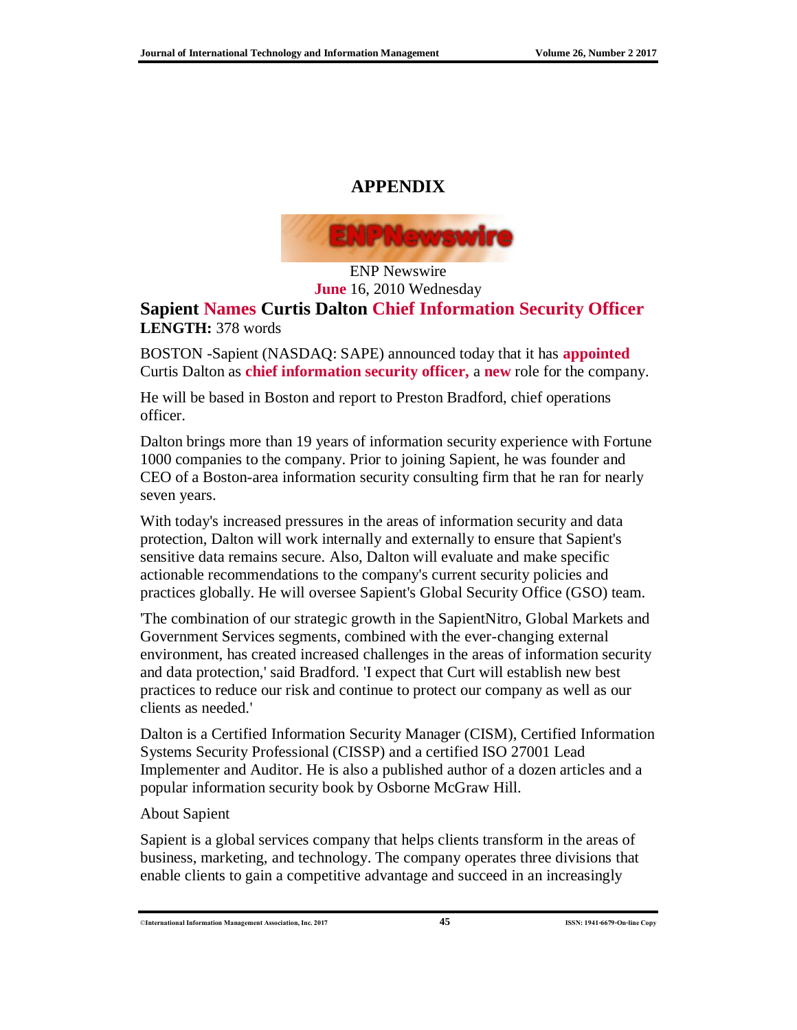# APPENDIX

ENP Newswire
June 16, 2010 Wednesday

**Sapient Names Curtis Dalton Chief Information Security Officer**
**LENGTH:** 378 words

BOSTON -Sapient (NASDAQ: SAPE) announced today that it has **appointed** Curtis Dalton as **chief information security officer,** a **new** role for the company.

He will be based in Boston and report to Preston Bradford, chief operations officer.

Dalton brings more than 19 years of information security experience with Fortune 1000 companies to the company. Prior to joining Sapient, he was founder and CEO of a Boston-area information security consulting firm that he ran for nearly seven years.

With today's increased pressures in the areas of information security and data protection, Dalton will work internally and externally to ensure that Sapient's sensitive data remains secure. Also, Dalton will evaluate and make specific actionable recommendations to the company's current security policies and practices globally. He will oversee Sapient's Global Security Office (GSO) team.

'The combination of our strategic growth in the SapientNitro, Global Markets and Government Services segments, combined with the ever-changing external environment, has created increased challenges in the areas of information security and data protection,' said Bradford. 'I expect that Curt will establish new best practices to reduce our risk and continue to protect our company as well as our clients as needed.'

Dalton is a Certified Information Security Manager (CISM), Certified Information Systems Security Professional (CISSP) and a certified ISO 27001 Lead Implementer and Auditor. He is also a published author of a dozen articles and a popular information security book by Osborne McGraw Hill.

About Sapient

Sapient is a global services company that helps clients transform in the areas of business, marketing, and technology. The company operates three divisions that enable clients to gain a competitive advantage and succeed in an increasingly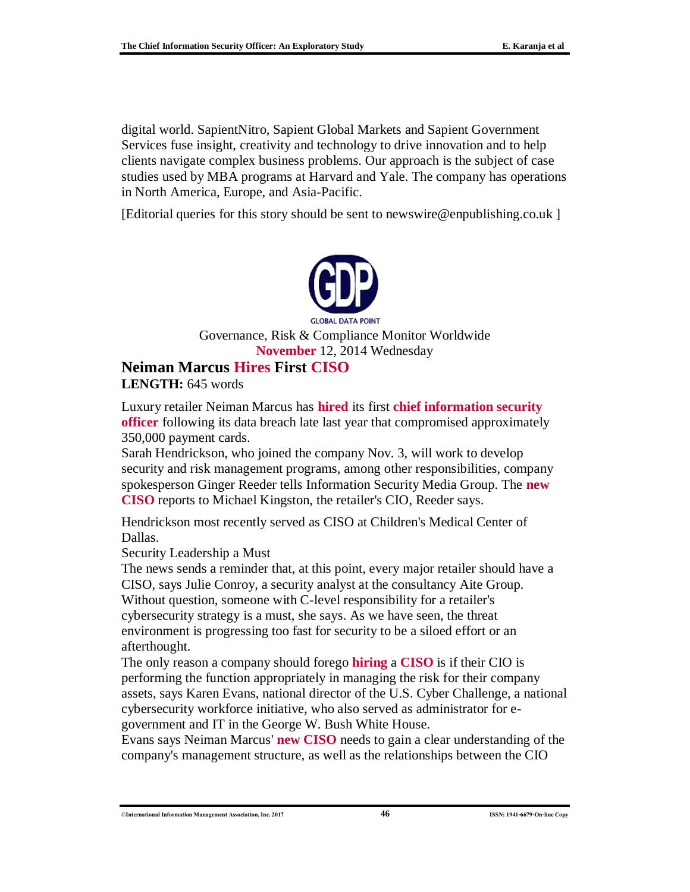digital world. SapientNitro, Sapient Global Markets and Sapient Government Services fuse insight, creativity and technology to drive innovation and to help clients navigate complex business problems. Our approach is the subject of case studies used by MBA programs at Harvard and Yale. The company has operations in North America, Europe, and Asia-Pacific.

[Editorial queries for this story should be sent to newswire@enpublishing.co.uk ]

GLOBAL DATA POINT

Governance, Risk & Compliance Monitor Worldwide
**November** 12, 2014 Wednesday

### Neiman Marcus **Hires** First **CISO**

**LENGTH:** 645 words

Luxury retailer Neiman Marcus has **hired** its first **chief information security officer** following its data breach late last year that compromised approximately 350,000 payment cards.
Sarah Hendrickson, who joined the company Nov. 3, will work to develop security and risk management programs, among other responsibilities, company spokesperson Ginger Reeder tells Information Security Media Group. The **new CISO** reports to Michael Kingston, the retailer's CIO, Reeder says.

Hendrickson most recently served as CISO at Children's Medical Center of Dallas.
Security Leadership a Must
The news sends a reminder that, at this point, every major retailer should have a CISO, says Julie Conroy, a security analyst at the consultancy Aite Group. Without question, someone with C-level responsibility for a retailer's cybersecurity strategy is a must, she says. As we have seen, the threat environment is progressing too fast for security to be a siloed effort or an afterthought.
The only reason a company should forego **hiring** a **CISO** is if their CIO is performing the function appropriately in managing the risk for their company assets, says Karen Evans, national director of the U.S. Cyber Challenge, a national cybersecurity workforce initiative, who also served as administrator for e-government and IT in the George W. Bush White House.
Evans says Neiman Marcus' **new CISO** needs to gain a clear understanding of the company's management structure, as well as the relationships between the CIO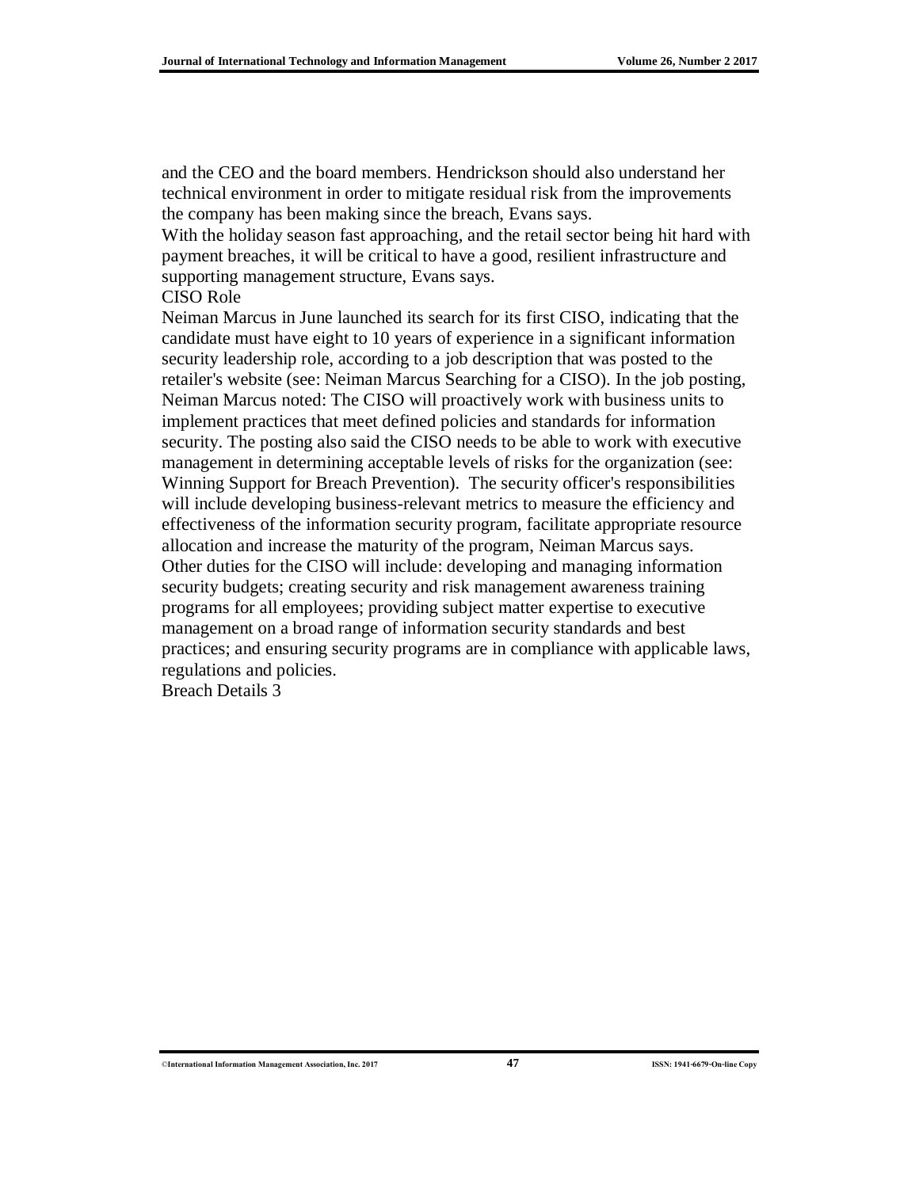and the CEO and the board members. Hendrickson should also understand her technical environment in order to mitigate residual risk from the improvements the company has been making since the breach, Evans says.

With the holiday season fast approaching, and the retail sector being hit hard with payment breaches, it will be critical to have a good, resilient infrastructure and supporting management structure, Evans says.

CISO Role

Neiman Marcus in June launched its search for its first CISO, indicating that the candidate must have eight to 10 years of experience in a significant information security leadership role, according to a job description that was posted to the retailer's website (see: Neiman Marcus Searching for a CISO). In the job posting, Neiman Marcus noted: The CISO will proactively work with business units to implement practices that meet defined policies and standards for information security. The posting also said the CISO needs to be able to work with executive management in determining acceptable levels of risks for the organization (see: Winning Support for Breach Prevention). The security officer's responsibilities will include developing business-relevant metrics to measure the efficiency and effectiveness of the information security program, facilitate appropriate resource allocation and increase the maturity of the program, Neiman Marcus says.

Other duties for the CISO will include: developing and managing information security budgets; creating security and risk management awareness training programs for all employees; providing subject matter expertise to executive management on a broad range of information security standards and best practices; and ensuring security programs are in compliance with applicable laws, regulations and policies.

Breach Details 3